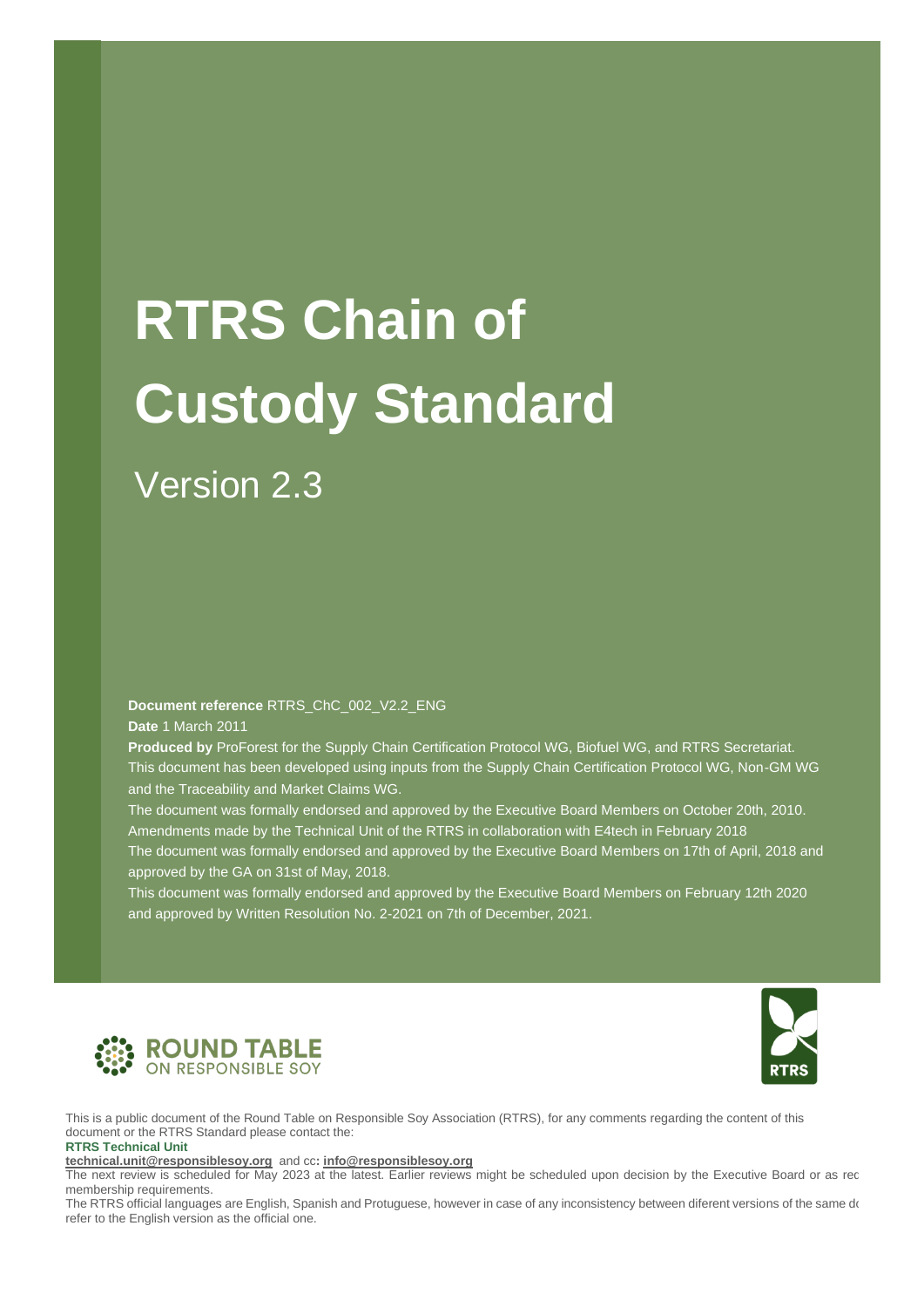# RTRS Chain of Custody Standard

## Version 2.3

**Document reference** RTRS_ChC_002_V2.2_ENG

**Date** 1 March 2011

**Produced by** ProForest for the Supply Chain Certification Protocol WG, Biofuel WG, and RTRS Secretariat. This document has been developed using inputs from the Supply Chain Certification Protocol WG, Non-GM WG and the Traceability and Market Claims WG.

The document was formally endorsed and approved by the Executive Board Members on October 20th, 2010.

Amendments made by the Technical Unit of the RTRS in collaboration with E4tech in February 2018

The document was formally endorsed and approved by the Executive Board Members on 17th of April, 2018 and approved by the GA on 31st of May, 2018.

This document was formally endorsed and approved by the Executive Board Members on February 12th 2020 and approved by Written Resolution No. 2-2021 on 7th of December, 2021.

ROUND TABLE ON RESPONSIBLE SOY

RTRS

This is a public document of the Round Table on Responsible Soy Association (RTRS), for any comments regarding the content of this document or the RTRS Standard please contact the:

**RTRS Technical Unit**

**technical.unit@responsiblesoy.org** and cc: **info@responsiblesoy.org**

The next review is scheduled for May 2023 at the latest. Earlier reviews might be scheduled upon decision by the Executive Board or as rec membership requirements.

The RTRS official languages are English, Spanish and Protuguese, however in case of any inconsistency between diferent versions of the same do refer to the English version as the official one.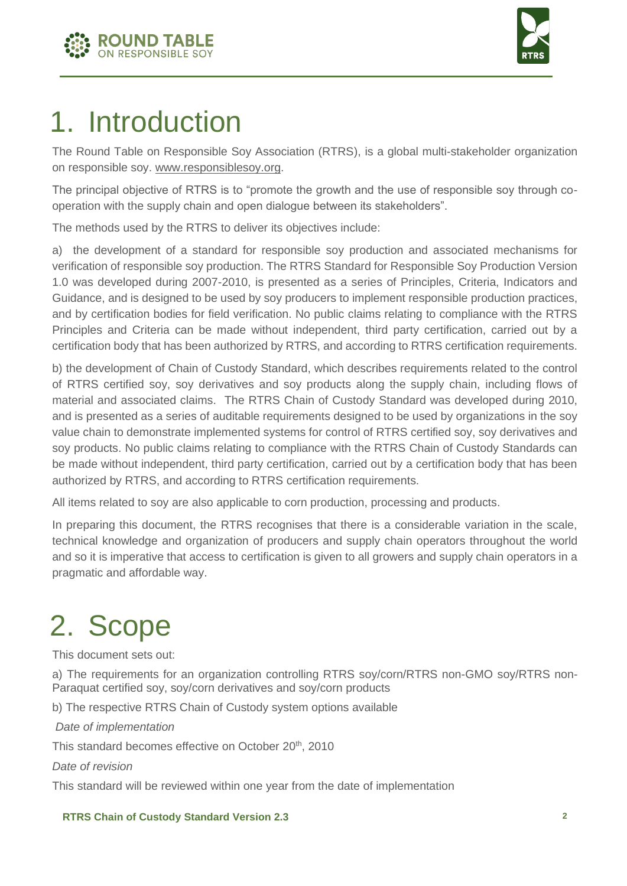# 1. Introduction

The Round Table on Responsible Soy Association (RTRS), is a global multi-stakeholder organization on responsible soy. www.responsiblesoy.org.

The principal objective of RTRS is to "promote the growth and the use of responsible soy through co-operation with the supply chain and open dialogue between its stakeholders".

The methods used by the RTRS to deliver its objectives include:

a) the development of a standard for responsible soy production and associated mechanisms for verification of responsible soy production. The RTRS Standard for Responsible Soy Production Version 1.0 was developed during 2007-2010, is presented as a series of Principles, Criteria, Indicators and Guidance, and is designed to be used by soy producers to implement responsible production practices, and by certification bodies for field verification. No public claims relating to compliance with the RTRS Principles and Criteria can be made without independent, third party certification, carried out by a certification body that has been authorized by RTRS, and according to RTRS certification requirements.

b) the development of Chain of Custody Standard, which describes requirements related to the control of RTRS certified soy, soy derivatives and soy products along the supply chain, including flows of material and associated claims. The RTRS Chain of Custody Standard was developed during 2010, and is presented as a series of auditable requirements designed to be used by organizations in the soy value chain to demonstrate implemented systems for control of RTRS certified soy, soy derivatives and soy products. No public claims relating to compliance with the RTRS Chain of Custody Standards can be made without independent, third party certification, carried out by a certification body that has been authorized by RTRS, and according to RTRS certification requirements.

All items related to soy are also applicable to corn production, processing and products.

In preparing this document, the RTRS recognises that there is a considerable variation in the scale, technical knowledge and organization of producers and supply chain operators throughout the world and so it is imperative that access to certification is given to all growers and supply chain operators in a pragmatic and affordable way.

# 2. Scope

This document sets out:

a) The requirements for an organization controlling RTRS soy/corn/RTRS non-GMO soy/RTRS non-Paraquat certified soy, soy/corn derivatives and soy/corn products

b) The respective RTRS Chain of Custody system options available

*Date of implementation*

This standard becomes effective on October 20th, 2010

*Date of revision*

This standard will be reviewed within one year from the date of implementation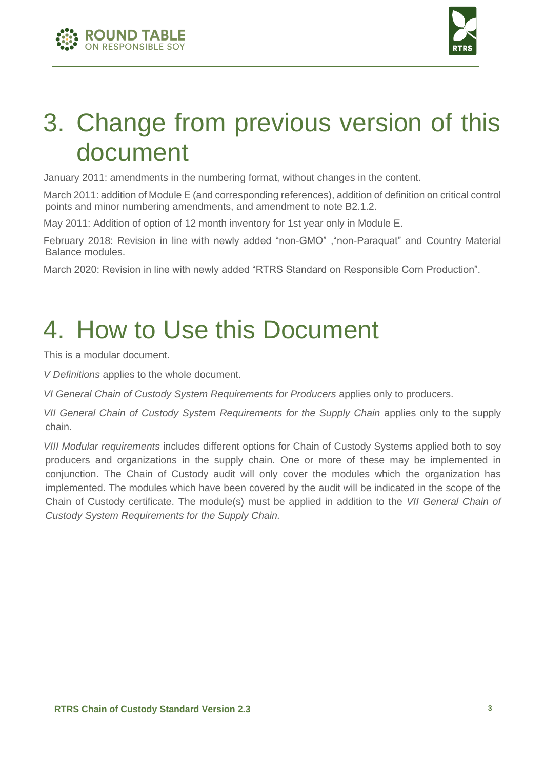# 3. Change from previous version of this document

January 2011: amendments in the numbering format, without changes in the content.

March 2011: addition of Module E (and corresponding references), addition of definition on critical control points and minor numbering amendments, and amendment to note B2.1.2.

May 2011: Addition of option of 12 month inventory for 1st year only in Module E.

February 2018: Revision in line with newly added "non-GMO" ,"non-Paraquat" and Country Material Balance modules.

March 2020: Revision in line with newly added "RTRS Standard on Responsible Corn Production".

# 4. How to Use this Document

This is a modular document.

*V Definitions* applies to the whole document.

*VI General Chain of Custody System Requirements for Producers* applies only to producers.

*VII General Chain of Custody System Requirements for the Supply Chain* applies only to the supply chain.

*VIII Modular requirements* includes different options for Chain of Custody Systems applied both to soy producers and organizations in the supply chain. One or more of these may be implemented in conjunction. The Chain of Custody audit will only cover the modules which the organization has implemented. The modules which have been covered by the audit will be indicated in the scope of the Chain of Custody certificate. The module(s) must be applied in addition to the *VII General Chain of Custody System Requirements for the Supply Chain.*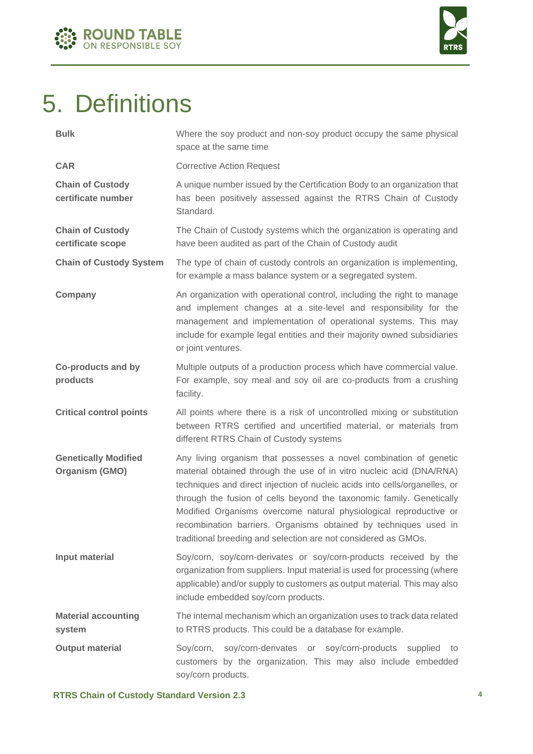# 5. Definitions

| | |
|---|---|
| **Bulk** | Where the soy product and non-soy product occupy the same physical space at the same time |
| **CAR** | Corrective Action Request |
| **Chain of Custody certificate number** | A unique number issued by the Certification Body to an organization that has been positively assessed against the RTRS Chain of Custody Standard. |
| **Chain of Custody certificate scope** | The Chain of Custody systems which the organization is operating and have been audited as part of the Chain of Custody audit |
| **Chain of Custody System** | The type of chain of custody controls an organization is implementing, for example a mass balance system or a segregated system. |
| **Company** | An organization with operational control, including the right to manage and implement changes at a site-level and responsibility for the management and implementation of operational systems. This may include for example legal entities and their majority owned subsidiaries or joint ventures. |
| **Co-products and by products** | Multiple outputs of a production process which have commercial value. For example, soy meal and soy oil are co-products from a crushing facility. |
| **Critical control points** | All points where there is a risk of uncontrolled mixing or substitution between RTRS certified and uncertified material, or materials from different RTRS Chain of Custody systems |
| **Genetically Modified Organism (GMO)** | Any living organism that possesses a novel combination of genetic material obtained through the use of in vitro nucleic acid (DNA/RNA) techniques and direct injection of nucleic acids into cells/organelles, or through the fusion of cells beyond the taxonomic family. Genetically Modified Organisms overcome natural physiological reproductive or recombination barriers. Organisms obtained by techniques used in traditional breeding and selection are not considered as GMOs. |
| **Input material** | Soy/corn, soy/corn-derivates or soy/corn-products received by the organization from suppliers. Input material is used for processing (where applicable) and/or supply to customers as output material. This may also include embedded soy/corn products. |
| **Material accounting system** | The internal mechanism which an organization uses to track data related to RTRS products. This could be a database for example. |
| **Output material** | Soy/corn, soy/corn-derivates or soy/corn-products supplied to customers by the organization. This may also include embedded soy/corn products. |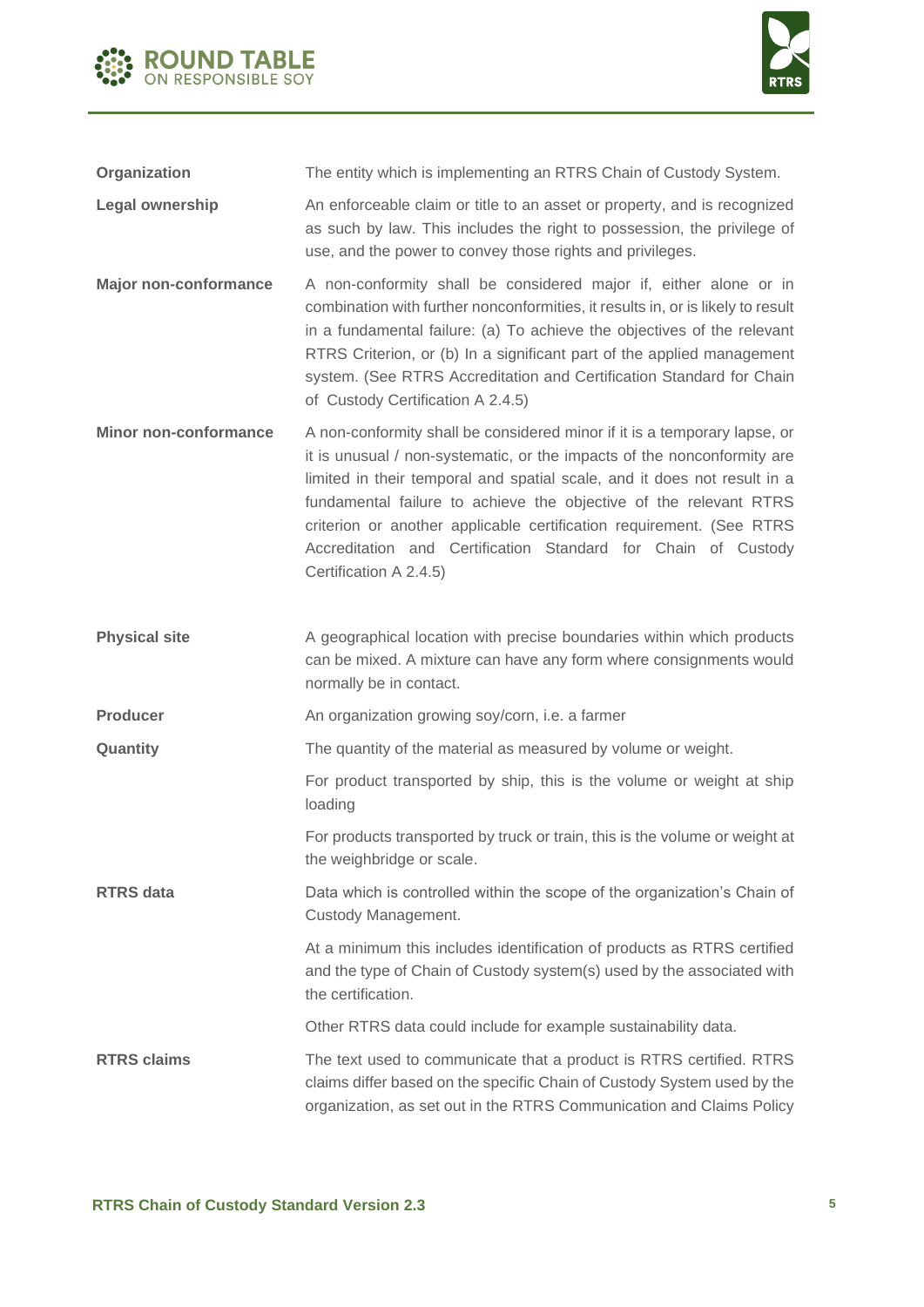| | |
|---|---|
| **Organization** | The entity which is implementing an RTRS Chain of Custody System. |
| **Legal ownership** | An enforceable claim or title to an asset or property, and is recognized as such by law. This includes the right to possession, the privilege of use, and the power to convey those rights and privileges. |
| **Major non-conformance** | A non-conformity shall be considered major if, either alone or in combination with further nonconformities, it results in, or is likely to result in a fundamental failure: (a) To achieve the objectives of the relevant RTRS Criterion, or (b) In a significant part of the applied management system. (See RTRS Accreditation and Certification Standard for Chain of Custody Certification A 2.4.5) |
| **Minor non-conformance** | A non-conformity shall be considered minor if it is a temporary lapse, or it is unusual / non-systematic, or the impacts of the nonconformity are limited in their temporal and spatial scale, and it does not result in a fundamental failure to achieve the objective of the relevant RTRS criterion or another applicable certification requirement. (See RTRS Accreditation and Certification Standard for Chain of Custody Certification A 2.4.5) |
| **Physical site** | A geographical location with precise boundaries within which products can be mixed. A mixture can have any form where consignments would normally be in contact. |
| **Producer** | An organization growing soy/corn, i.e. a farmer |
| **Quantity** | The quantity of the material as measured by volume or weight.<br><br>For product transported by ship, this is the volume or weight at ship loading<br><br>For products transported by truck or train, this is the volume or weight at the weighbridge or scale. |
| **RTRS data** | Data which is controlled within the scope of the organization's Chain of Custody Management.<br><br>At a minimum this includes identification of products as RTRS certified and the type of Chain of Custody system(s) used by the associated with the certification.<br><br>Other RTRS data could include for example sustainability data. |
| **RTRS claims** | The text used to communicate that a product is RTRS certified. RTRS claims differ based on the specific Chain of Custody System used by the organization, as set out in the RTRS Communication and Claims Policy |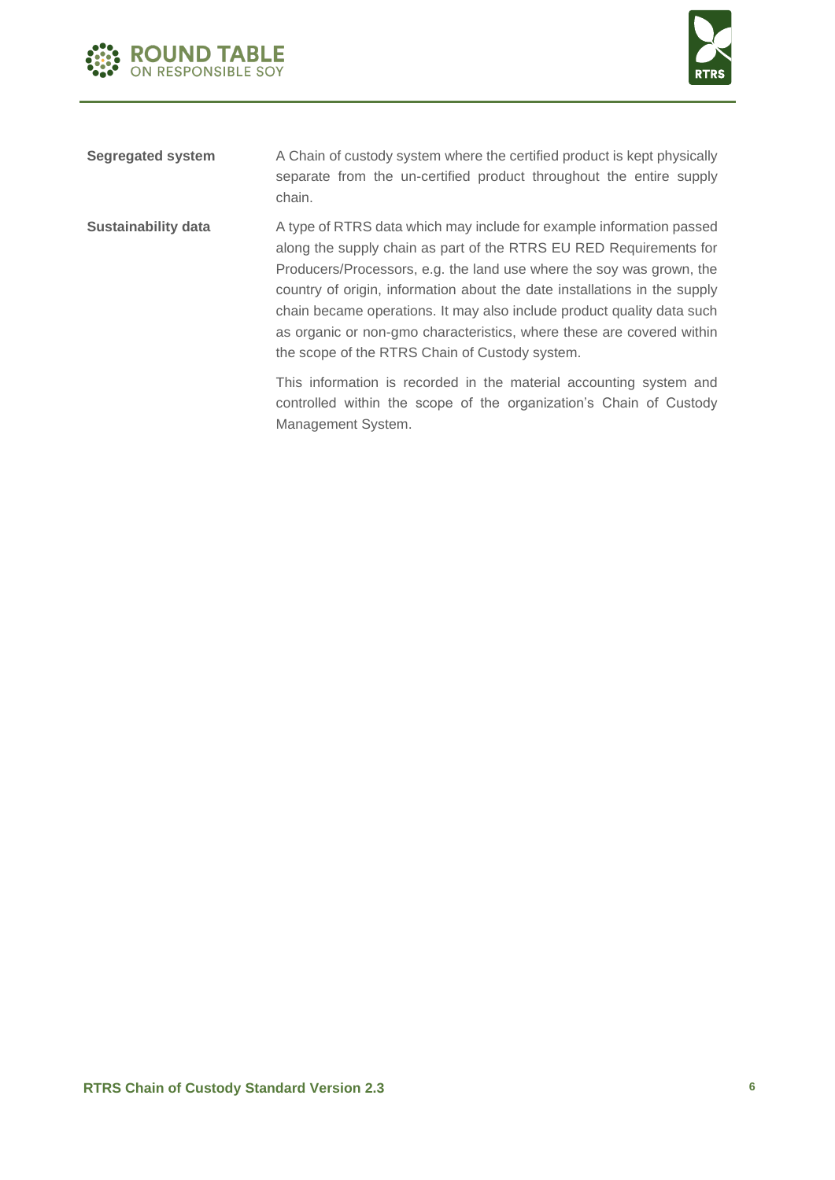| | |
|---|---|
| **Segregated system** | A Chain of custody system where the certified product is kept physically separate from the un-certified product throughout the entire supply chain. |
| **Sustainability data** | A type of RTRS data which may include for example information passed along the supply chain as part of the RTRS EU RED Requirements for Producers/Processors, e.g. the land use where the soy was grown, the country of origin, information about the date installations in the supply chain became operations. It may also include product quality data such as organic or non-gmo characteristics, where these are covered within the scope of the RTRS Chain of Custody system.<br><br>This information is recorded in the material accounting system and controlled within the scope of the organization's Chain of Custody Management System. |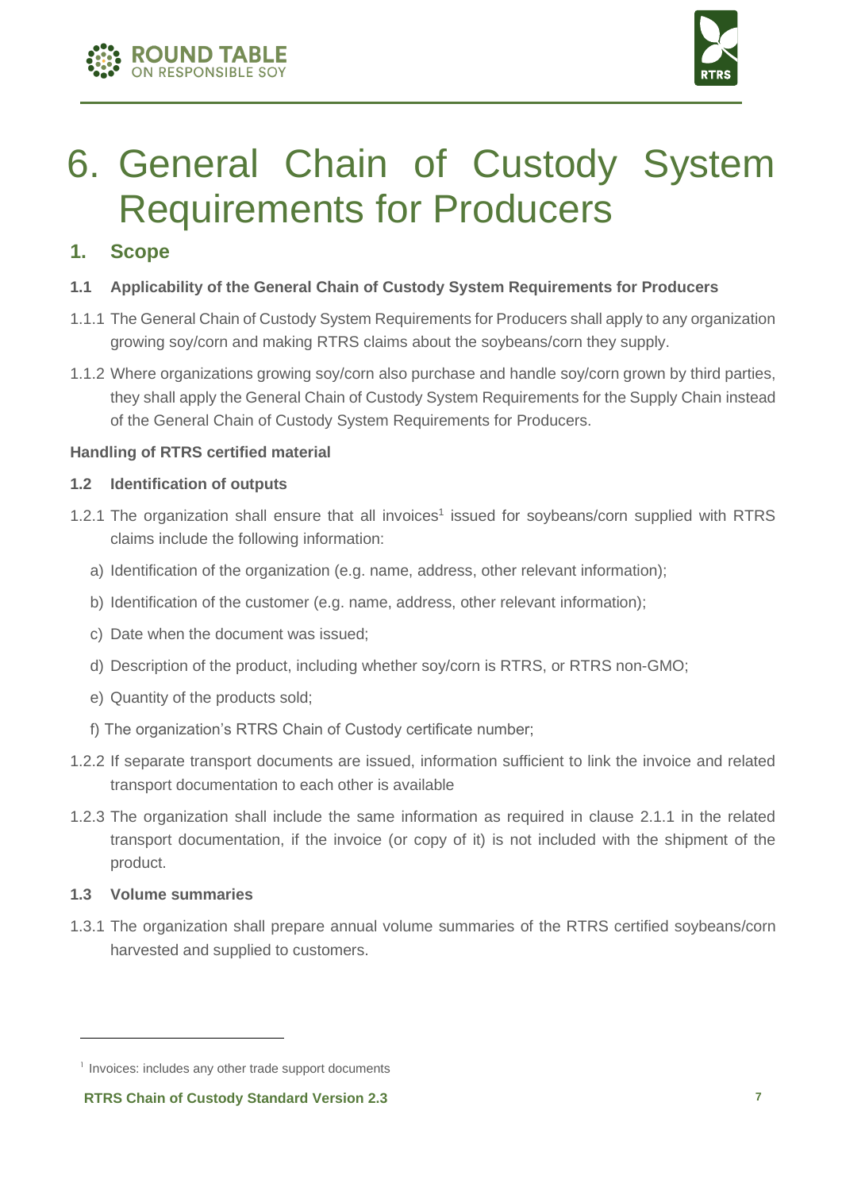# 6. General Chain of Custody System Requirements for Producers

## 1. Scope

### 1.1 Applicability of the General Chain of Custody System Requirements for Producers

1.1.1 The General Chain of Custody System Requirements for Producers shall apply to any organization growing soy/corn and making RTRS claims about the soybeans/corn they supply.

1.1.2 Where organizations growing soy/corn also purchase and handle soy/corn grown by third parties, they shall apply the General Chain of Custody System Requirements for the Supply Chain instead of the General Chain of Custody System Requirements for Producers.

**Handling of RTRS certified material**

### 1.2 Identification of outputs

1.2.1 The organization shall ensure that all invoices[1] issued for soybeans/corn supplied with RTRS claims include the following information:

a) Identification of the organization (e.g. name, address, other relevant information);

b) Identification of the customer (e.g. name, address, other relevant information);

c) Date when the document was issued;

d) Description of the product, including whether soy/corn is RTRS, or RTRS non-GMO;

e) Quantity of the products sold;

f) The organization's RTRS Chain of Custody certificate number;

1.2.2 If separate transport documents are issued, information sufficient to link the invoice and related transport documentation to each other is available

1.2.3 The organization shall include the same information as required in clause 2.1.1 in the related transport documentation, if the invoice (or copy of it) is not included with the shipment of the product.

### 1.3 Volume summaries

1.3.1 The organization shall prepare annual volume summaries of the RTRS certified soybeans/corn harvested and supplied to customers.

[1] Invoices: includes any other trade support documents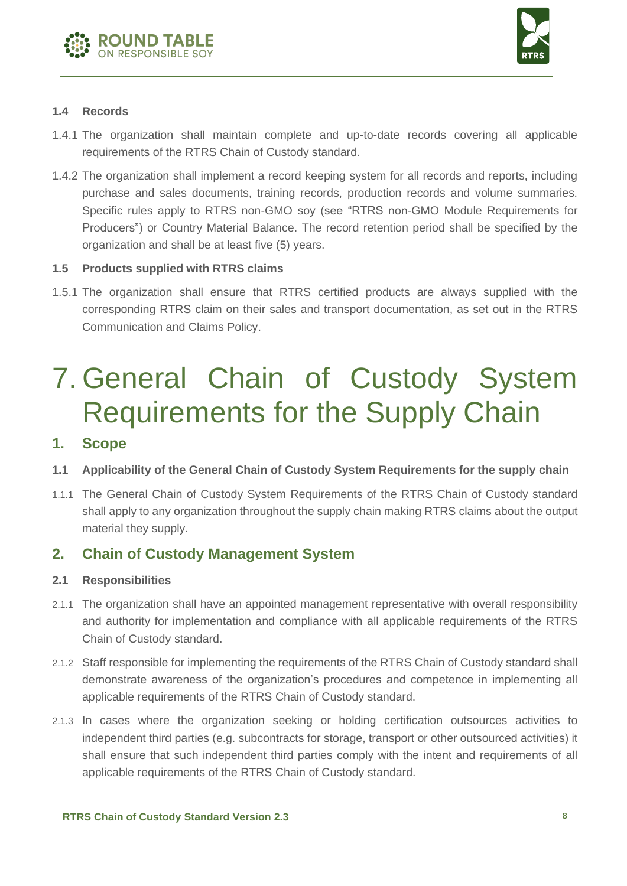#### 1.4 Records

1.4.1 The organization shall maintain complete and up-to-date records covering all applicable requirements of the RTRS Chain of Custody standard.

1.4.2 The organization shall implement a record keeping system for all records and reports, including purchase and sales documents, training records, production records and volume summaries. Specific rules apply to RTRS non-GMO soy (see "RTRS non-GMO Module Requirements for Producers") or Country Material Balance. The record retention period shall be specified by the organization and shall be at least five (5) years.

#### 1.5 Products supplied with RTRS claims

1.5.1 The organization shall ensure that RTRS certified products are always supplied with the corresponding RTRS claim on their sales and transport documentation, as set out in the RTRS Communication and Claims Policy.

# 7. General Chain of Custody System Requirements for the Supply Chain

## 1. Scope

#### 1.1 Applicability of the General Chain of Custody System Requirements for the supply chain

1.1.1 The General Chain of Custody System Requirements of the RTRS Chain of Custody standard shall apply to any organization throughout the supply chain making RTRS claims about the output material they supply.

## 2. Chain of Custody Management System

#### 2.1 Responsibilities

2.1.1 The organization shall have an appointed management representative with overall responsibility and authority for implementation and compliance with all applicable requirements of the RTRS Chain of Custody standard.

2.1.2 Staff responsible for implementing the requirements of the RTRS Chain of Custody standard shall demonstrate awareness of the organization's procedures and competence in implementing all applicable requirements of the RTRS Chain of Custody standard.

2.1.3 In cases where the organization seeking or holding certification outsources activities to independent third parties (e.g. subcontracts for storage, transport or other outsourced activities) it shall ensure that such independent third parties comply with the intent and requirements of all applicable requirements of the RTRS Chain of Custody standard.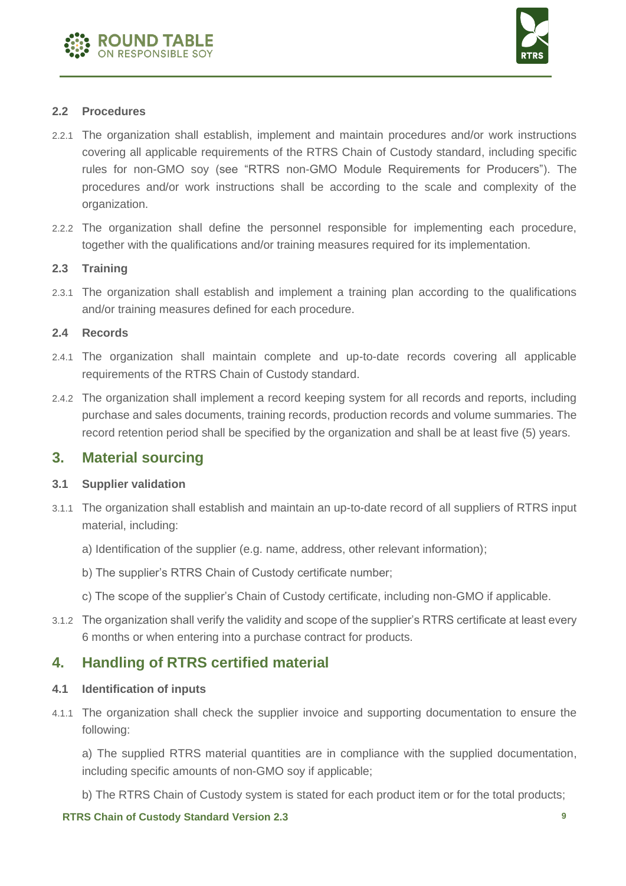### 2.2 Procedures

2.2.1 The organization shall establish, implement and maintain procedures and/or work instructions covering all applicable requirements of the RTRS Chain of Custody standard, including specific rules for non-GMO soy (see "RTRS non-GMO Module Requirements for Producers"). The procedures and/or work instructions shall be according to the scale and complexity of the organization.

2.2.2 The organization shall define the personnel responsible for implementing each procedure, together with the qualifications and/or training measures required for its implementation.

### 2.3 Training

2.3.1 The organization shall establish and implement a training plan according to the qualifications and/or training measures defined for each procedure.

### 2.4 Records

2.4.1 The organization shall maintain complete and up-to-date records covering all applicable requirements of the RTRS Chain of Custody standard.

2.4.2 The organization shall implement a record keeping system for all records and reports, including purchase and sales documents, training records, production records and volume summaries. The record retention period shall be specified by the organization and shall be at least five (5) years.

## 3. Material sourcing

### 3.1 Supplier validation

3.1.1 The organization shall establish and maintain an up-to-date record of all suppliers of RTRS input material, including:

a) Identification of the supplier (e.g. name, address, other relevant information);

b) The supplier's RTRS Chain of Custody certificate number;

c) The scope of the supplier's Chain of Custody certificate, including non-GMO if applicable.

3.1.2 The organization shall verify the validity and scope of the supplier's RTRS certificate at least every 6 months or when entering into a purchase contract for products.

## 4. Handling of RTRS certified material

### 4.1 Identification of inputs

4.1.1 The organization shall check the supplier invoice and supporting documentation to ensure the following:

a) The supplied RTRS material quantities are in compliance with the supplied documentation, including specific amounts of non-GMO soy if applicable;

b) The RTRS Chain of Custody system is stated for each product item or for the total products;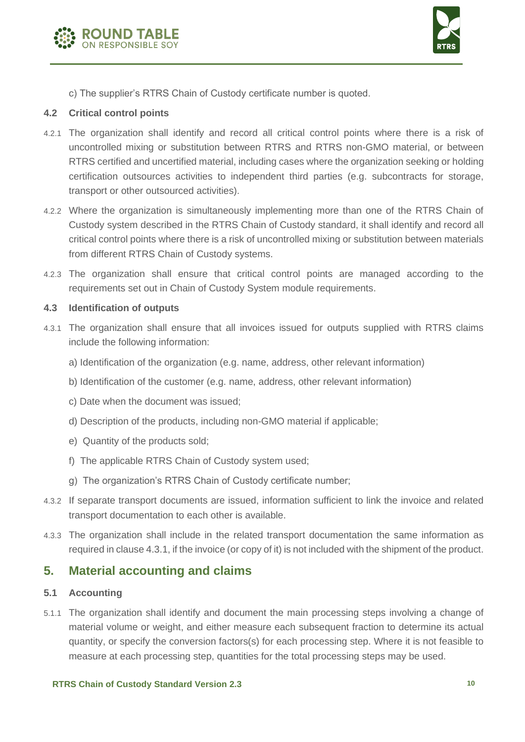c) The supplier's RTRS Chain of Custody certificate number is quoted.

### 4.2 Critical control points

4.2.1 The organization shall identify and record all critical control points where there is a risk of uncontrolled mixing or substitution between RTRS and RTRS non-GMO material, or between RTRS certified and uncertified material, including cases where the organization seeking or holding certification outsources activities to independent third parties (e.g. subcontracts for storage, transport or other outsourced activities).

4.2.2 Where the organization is simultaneously implementing more than one of the RTRS Chain of Custody system described in the RTRS Chain of Custody standard, it shall identify and record all critical control points where there is a risk of uncontrolled mixing or substitution between materials from different RTRS Chain of Custody systems.

4.2.3 The organization shall ensure that critical control points are managed according to the requirements set out in Chain of Custody System module requirements.

### 4.3 Identification of outputs

4.3.1 The organization shall ensure that all invoices issued for outputs supplied with RTRS claims include the following information:

a) Identification of the organization (e.g. name, address, other relevant information)

b) Identification of the customer (e.g. name, address, other relevant information)

c) Date when the document was issued;

d) Description of the products, including non-GMO material if applicable;

e) Quantity of the products sold;

f) The applicable RTRS Chain of Custody system used;

g) The organization's RTRS Chain of Custody certificate number;

4.3.2 If separate transport documents are issued, information sufficient to link the invoice and related transport documentation to each other is available.

4.3.3 The organization shall include in the related transport documentation the same information as required in clause 4.3.1, if the invoice (or copy of it) is not included with the shipment of the product.

## 5. Material accounting and claims

### 5.1 Accounting

5.1.1 The organization shall identify and document the main processing steps involving a change of material volume or weight, and either measure each subsequent fraction to determine its actual quantity, or specify the conversion factors(s) for each processing step. Where it is not feasible to measure at each processing step, quantities for the total processing steps may be used.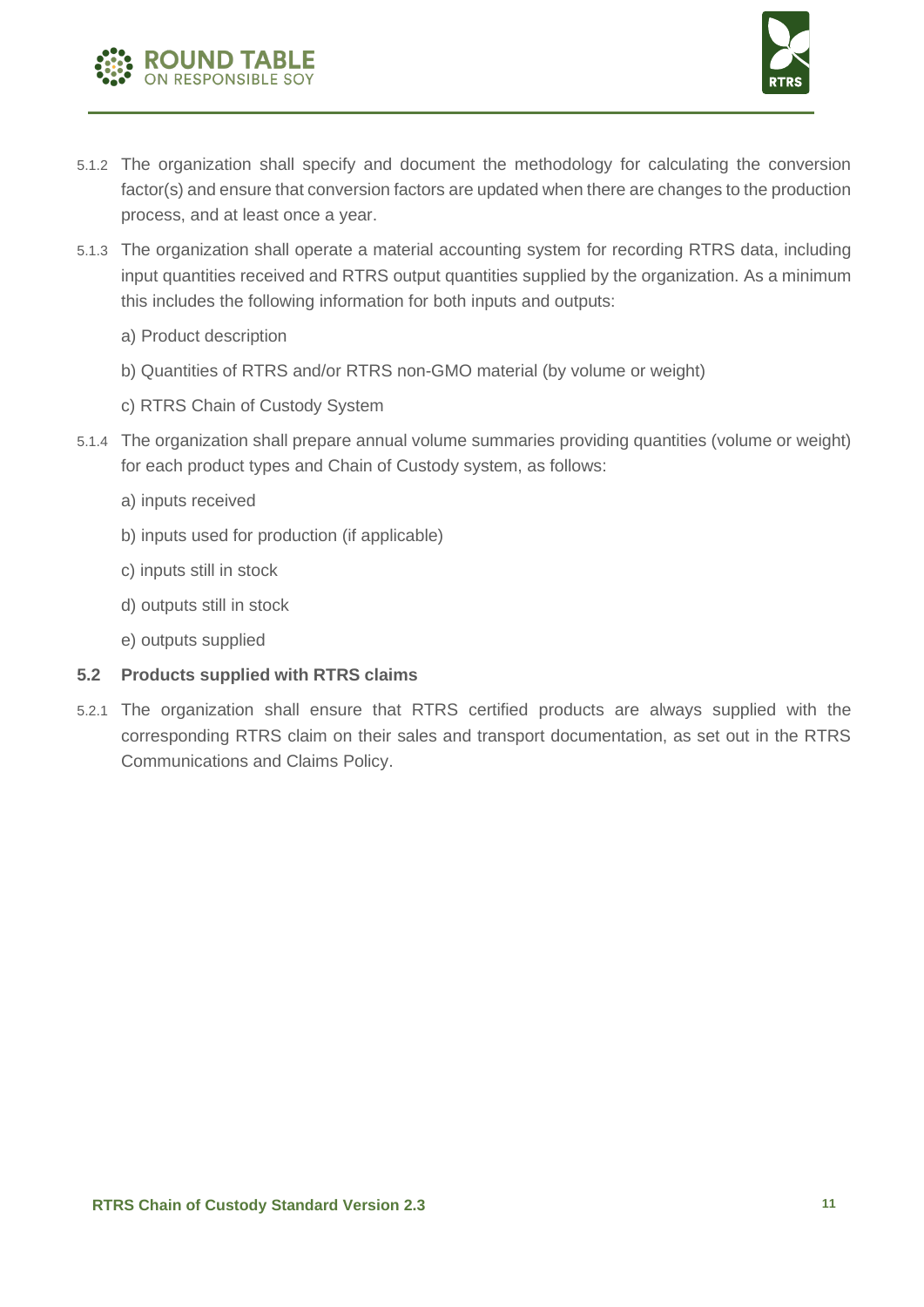5.1.2 The organization shall specify and document the methodology for calculating the conversion factor(s) and ensure that conversion factors are updated when there are changes to the production process, and at least once a year.

5.1.3 The organization shall operate a material accounting system for recording RTRS data, including input quantities received and RTRS output quantities supplied by the organization. As a minimum this includes the following information for both inputs and outputs:

a) Product description

b) Quantities of RTRS and/or RTRS non-GMO material (by volume or weight)

c) RTRS Chain of Custody System

5.1.4 The organization shall prepare annual volume summaries providing quantities (volume or weight) for each product types and Chain of Custody system, as follows:

a) inputs received

b) inputs used for production (if applicable)

c) inputs still in stock

d) outputs still in stock

e) outputs supplied

### 5.2 Products supplied with RTRS claims

5.2.1 The organization shall ensure that RTRS certified products are always supplied with the corresponding RTRS claim on their sales and transport documentation, as set out in the RTRS Communications and Claims Policy.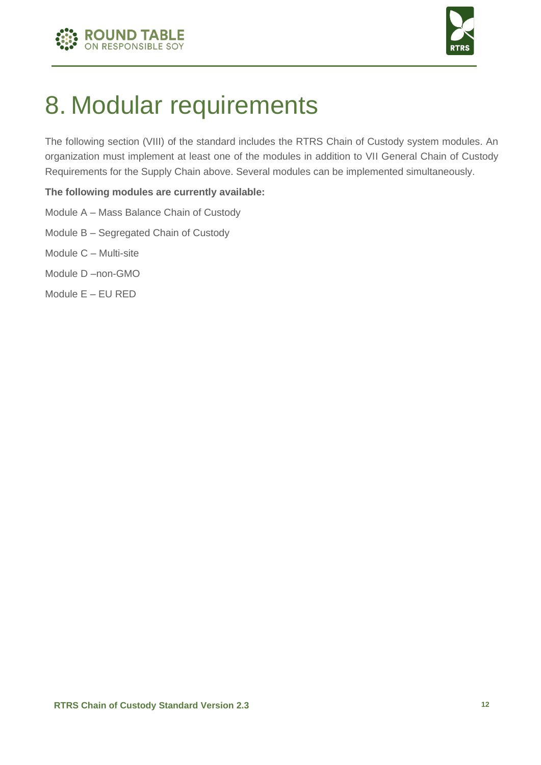# 8. Modular requirements

The following section (VIII) of the standard includes the RTRS Chain of Custody system modules. An organization must implement at least one of the modules in addition to VII General Chain of Custody Requirements for the Supply Chain above. Several modules can be implemented simultaneously.

**The following modules are currently available:**

Module A – Mass Balance Chain of Custody

Module B – Segregated Chain of Custody

Module C – Multi-site

Module D –non-GMO

Module E – EU RED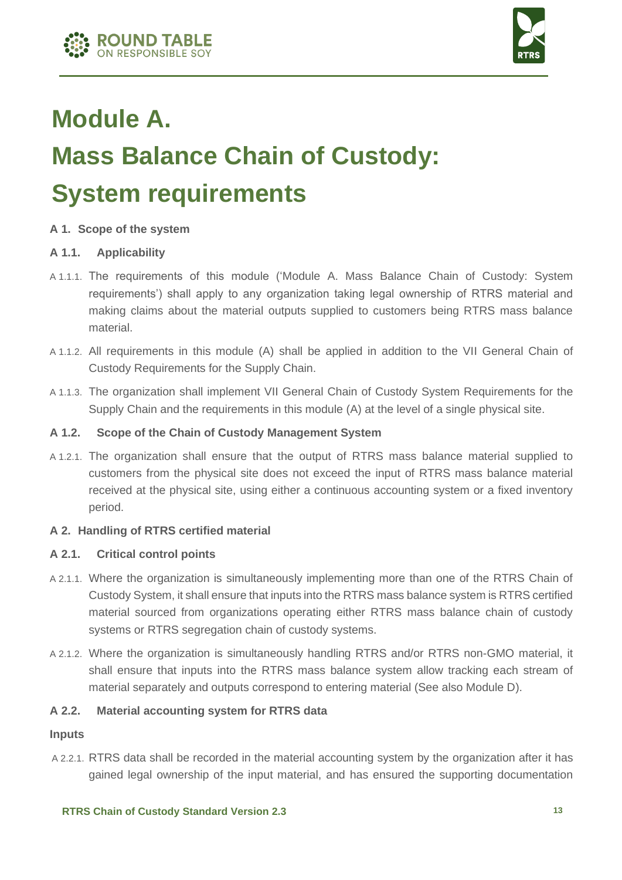# Module A.

# Mass Balance Chain of Custody: System requirements

### A 1. Scope of the system

#### A 1.1. Applicability

A 1.1.1. The requirements of this module ('Module A. Mass Balance Chain of Custody: System requirements') shall apply to any organization taking legal ownership of RTRS material and making claims about the material outputs supplied to customers being RTRS mass balance material.

A 1.1.2. All requirements in this module (A) shall be applied in addition to the VII General Chain of Custody Requirements for the Supply Chain.

A 1.1.3. The organization shall implement VII General Chain of Custody System Requirements for the Supply Chain and the requirements in this module (A) at the level of a single physical site.

#### A 1.2. Scope of the Chain of Custody Management System

A 1.2.1. The organization shall ensure that the output of RTRS mass balance material supplied to customers from the physical site does not exceed the input of RTRS mass balance material received at the physical site, using either a continuous accounting system or a fixed inventory period.

### A 2. Handling of RTRS certified material

#### A 2.1. Critical control points

A 2.1.1. Where the organization is simultaneously implementing more than one of the RTRS Chain of Custody System, it shall ensure that inputs into the RTRS mass balance system is RTRS certified material sourced from organizations operating either RTRS mass balance chain of custody systems or RTRS segregation chain of custody systems.

A 2.1.2. Where the organization is simultaneously handling RTRS and/or RTRS non-GMO material, it shall ensure that inputs into the RTRS mass balance system allow tracking each stream of material separately and outputs correspond to entering material (See also Module D).

#### A 2.2. Material accounting system for RTRS data

**Inputs**

A 2.2.1. RTRS data shall be recorded in the material accounting system by the organization after it has gained legal ownership of the input material, and has ensured the supporting documentation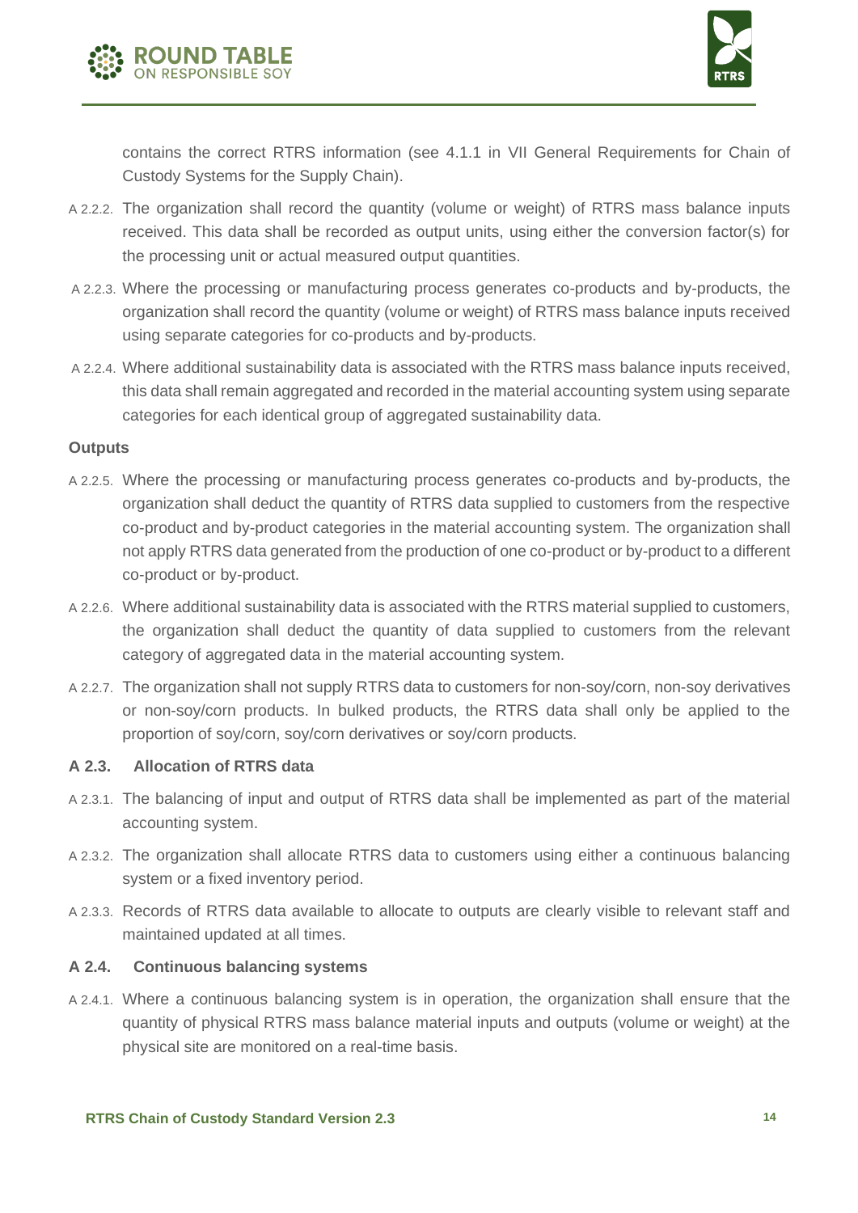contains the correct RTRS information (see 4.1.1 in VII General Requirements for Chain of Custody Systems for the Supply Chain).

A 2.2.2. The organization shall record the quantity (volume or weight) of RTRS mass balance inputs received. This data shall be recorded as output units, using either the conversion factor(s) for the processing unit or actual measured output quantities.

A 2.2.3. Where the processing or manufacturing process generates co-products and by-products, the organization shall record the quantity (volume or weight) of RTRS mass balance inputs received using separate categories for co-products and by-products.

A 2.2.4. Where additional sustainability data is associated with the RTRS mass balance inputs received, this data shall remain aggregated and recorded in the material accounting system using separate categories for each identical group of aggregated sustainability data.

**Outputs**

A 2.2.5. Where the processing or manufacturing process generates co-products and by-products, the organization shall deduct the quantity of RTRS data supplied to customers from the respective co-product and by-product categories in the material accounting system. The organization shall not apply RTRS data generated from the production of one co-product or by-product to a different co-product or by-product.

A 2.2.6. Where additional sustainability data is associated with the RTRS material supplied to customers, the organization shall deduct the quantity of data supplied to customers from the relevant category of aggregated data in the material accounting system.

A 2.2.7. The organization shall not supply RTRS data to customers for non-soy/corn, non-soy derivatives or non-soy/corn products. In bulked products, the RTRS data shall only be applied to the proportion of soy/corn, soy/corn derivatives or soy/corn products.

### A 2.3. Allocation of RTRS data

A 2.3.1. The balancing of input and output of RTRS data shall be implemented as part of the material accounting system.

A 2.3.2. The organization shall allocate RTRS data to customers using either a continuous balancing system or a fixed inventory period.

A 2.3.3. Records of RTRS data available to allocate to outputs are clearly visible to relevant staff and maintained updated at all times.

### A 2.4. Continuous balancing systems

A 2.4.1. Where a continuous balancing system is in operation, the organization shall ensure that the quantity of physical RTRS mass balance material inputs and outputs (volume or weight) at the physical site are monitored on a real-time basis.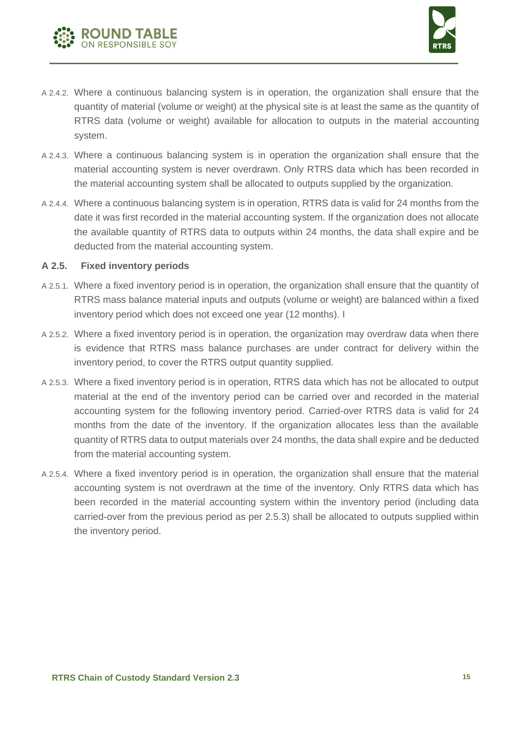A 2.4.2. Where a continuous balancing system is in operation, the organization shall ensure that the quantity of material (volume or weight) at the physical site is at least the same as the quantity of RTRS data (volume or weight) available for allocation to outputs in the material accounting system.

A 2.4.3. Where a continuous balancing system is in operation the organization shall ensure that the material accounting system is never overdrawn. Only RTRS data which has been recorded in the material accounting system shall be allocated to outputs supplied by the organization.

A 2.4.4. Where a continuous balancing system is in operation, RTRS data is valid for 24 months from the date it was first recorded in the material accounting system. If the organization does not allocate the available quantity of RTRS data to outputs within 24 months, the data shall expire and be deducted from the material accounting system.

### A 2.5. Fixed inventory periods

A 2.5.1. Where a fixed inventory period is in operation, the organization shall ensure that the quantity of RTRS mass balance material inputs and outputs (volume or weight) are balanced within a fixed inventory period which does not exceed one year (12 months). I

A 2.5.2. Where a fixed inventory period is in operation, the organization may overdraw data when there is evidence that RTRS mass balance purchases are under contract for delivery within the inventory period, to cover the RTRS output quantity supplied.

A 2.5.3. Where a fixed inventory period is in operation, RTRS data which has not be allocated to output material at the end of the inventory period can be carried over and recorded in the material accounting system for the following inventory period. Carried-over RTRS data is valid for 24 months from the date of the inventory. If the organization allocates less than the available quantity of RTRS data to output materials over 24 months, the data shall expire and be deducted from the material accounting system.

A 2.5.4. Where a fixed inventory period is in operation, the organization shall ensure that the material accounting system is not overdrawn at the time of the inventory. Only RTRS data which has been recorded in the material accounting system within the inventory period (including data carried-over from the previous period as per 2.5.3) shall be allocated to outputs supplied within the inventory period.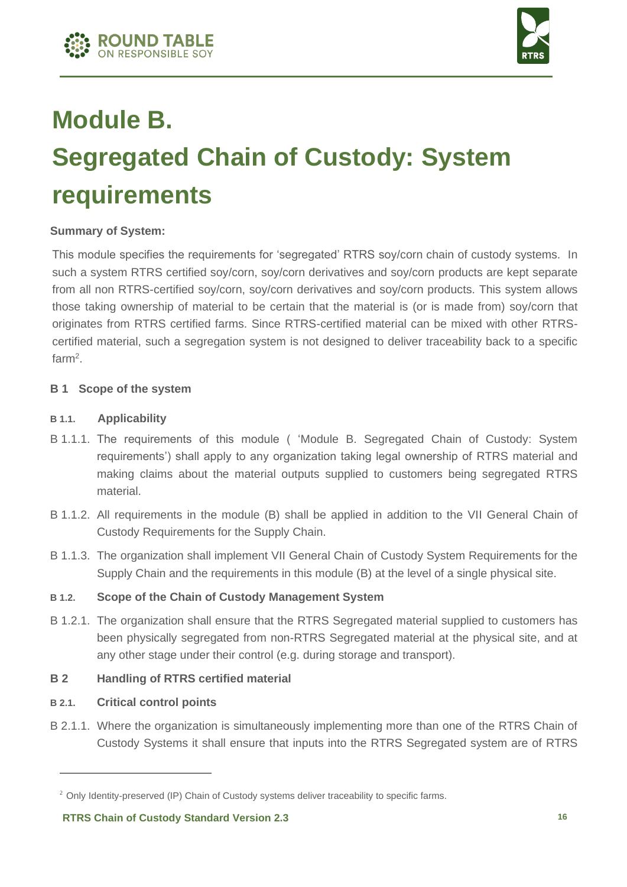# Module B.
# Segregated Chain of Custody: System requirements

**Summary of System:**

This module specifies the requirements for 'segregated' RTRS soy/corn chain of custody systems. In such a system RTRS certified soy/corn, soy/corn derivatives and soy/corn products are kept separate from all non RTRS-certified soy/corn, soy/corn derivatives and soy/corn products. This system allows those taking ownership of material to be certain that the material is (or is made from) soy/corn that originates from RTRS certified farms. Since RTRS-certified material can be mixed with other RTRS-certified material, such a segregation system is not designed to deliver traceability back to a specific farm[2].

### B 1 Scope of the system

#### B 1.1. Applicability

B 1.1.1. The requirements of this module ( 'Module B. Segregated Chain of Custody: System requirements') shall apply to any organization taking legal ownership of RTRS material and making claims about the material outputs supplied to customers being segregated RTRS material.

B 1.1.2. All requirements in the module (B) shall be applied in addition to the VII General Chain of Custody Requirements for the Supply Chain.

B 1.1.3. The organization shall implement VII General Chain of Custody System Requirements for the Supply Chain and the requirements in this module (B) at the level of a single physical site.

#### B 1.2. Scope of the Chain of Custody Management System

B 1.2.1. The organization shall ensure that the RTRS Segregated material supplied to customers has been physically segregated from non-RTRS Segregated material at the physical site, and at any other stage under their control (e.g. during storage and transport).

### B 2 Handling of RTRS certified material

#### B 2.1. Critical control points

B 2.1.1. Where the organization is simultaneously implementing more than one of the RTRS Chain of Custody Systems it shall ensure that inputs into the RTRS Segregated system are of RTRS

---

[2] Only Identity-preserved (IP) Chain of Custody systems deliver traceability to specific farms.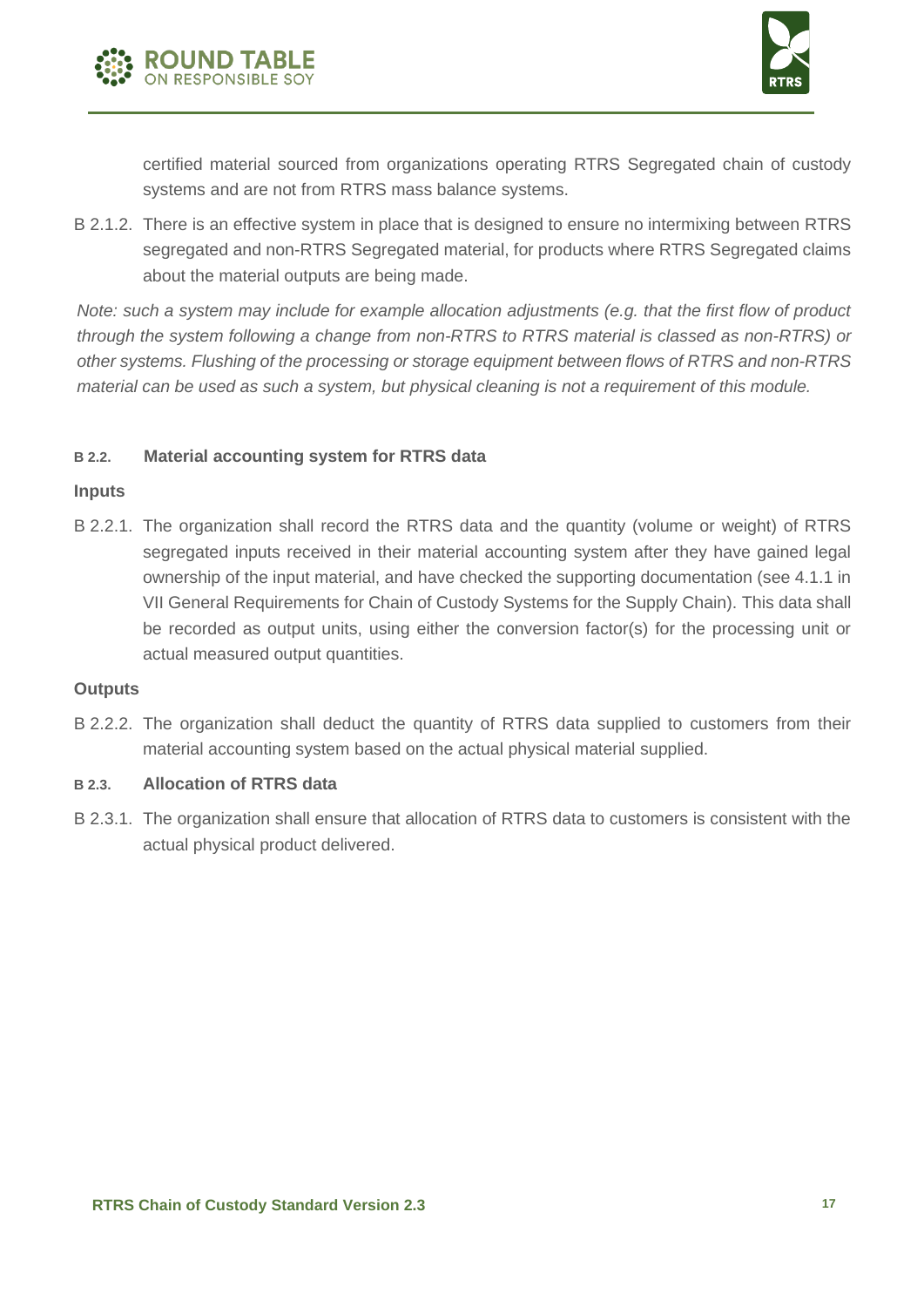certified material sourced from organizations operating RTRS Segregated chain of custody systems and are not from RTRS mass balance systems.

B 2.1.2. There is an effective system in place that is designed to ensure no intermixing between RTRS segregated and non-RTRS Segregated material, for products where RTRS Segregated claims about the material outputs are being made.

*Note: such a system may include for example allocation adjustments (e.g. that the first flow of product through the system following a change from non-RTRS to RTRS material is classed as non-RTRS) or other systems. Flushing of the processing or storage equipment between flows of RTRS and non-RTRS material can be used as such a system, but physical cleaning is not a requirement of this module.*

### B 2.2. Material accounting system for RTRS data

**Inputs**

B 2.2.1. The organization shall record the RTRS data and the quantity (volume or weight) of RTRS segregated inputs received in their material accounting system after they have gained legal ownership of the input material, and have checked the supporting documentation (see 4.1.1 in VII General Requirements for Chain of Custody Systems for the Supply Chain). This data shall be recorded as output units, using either the conversion factor(s) for the processing unit or actual measured output quantities.

**Outputs**

B 2.2.2. The organization shall deduct the quantity of RTRS data supplied to customers from their material accounting system based on the actual physical material supplied.

### B 2.3. Allocation of RTRS data

B 2.3.1. The organization shall ensure that allocation of RTRS data to customers is consistent with the actual physical product delivered.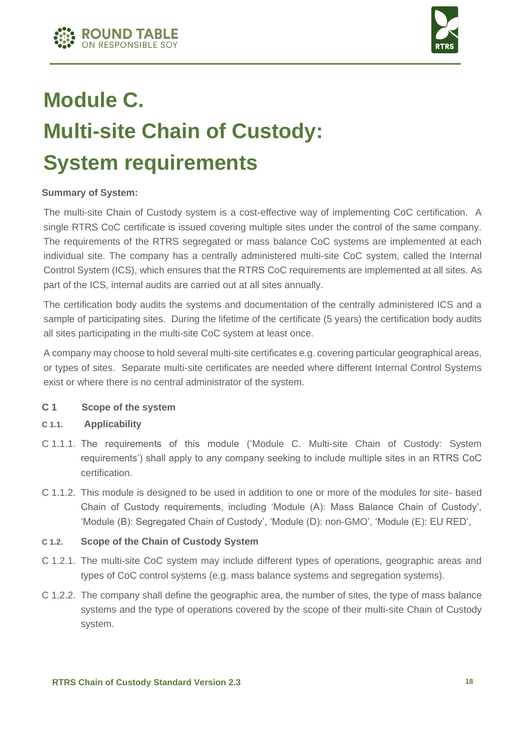# Module C.
# Multi-site Chain of Custody: System requirements

**Summary of System:**

The multi-site Chain of Custody system is a cost-effective way of implementing CoC certification. A single RTRS CoC certificate is issued covering multiple sites under the control of the same company. The requirements of the RTRS segregated or mass balance CoC systems are implemented at each individual site. The company has a centrally administered multi-site CoC system, called the Internal Control System (ICS), which ensures that the RTRS CoC requirements are implemented at all sites. As part of the ICS, internal audits are carried out at all sites annually.

The certification body audits the systems and documentation of the centrally administered ICS and a sample of participating sites. During the lifetime of the certificate (5 years) the certification body audits all sites participating in the multi-site CoC system at least once.

A company may choose to hold several multi-site certificates e.g. covering particular geographical areas, or types of sites. Separate multi-site certificates are needed where different Internal Control Systems exist or where there is no central administrator of the system.

## C 1 Scope of the system

### C 1.1. Applicability

C 1.1.1. The requirements of this module ('Module C. Multi-site Chain of Custody: System requirements') shall apply to any company seeking to include multiple sites in an RTRS CoC certification.

C 1.1.2. This module is designed to be used in addition to one or more of the modules for site- based Chain of Custody requirements, including 'Module (A): Mass Balance Chain of Custody', 'Module (B): Segregated Chain of Custody', 'Module (D): non-GMO', 'Module (E): EU RED',

### C 1.2. Scope of the Chain of Custody System

C 1.2.1. The multi-site CoC system may include different types of operations, geographic areas and types of CoC control systems (e.g. mass balance systems and segregation systems).

C 1.2.2. The company shall define the geographic area, the number of sites, the type of mass balance systems and the type of operations covered by the scope of their multi-site Chain of Custody system.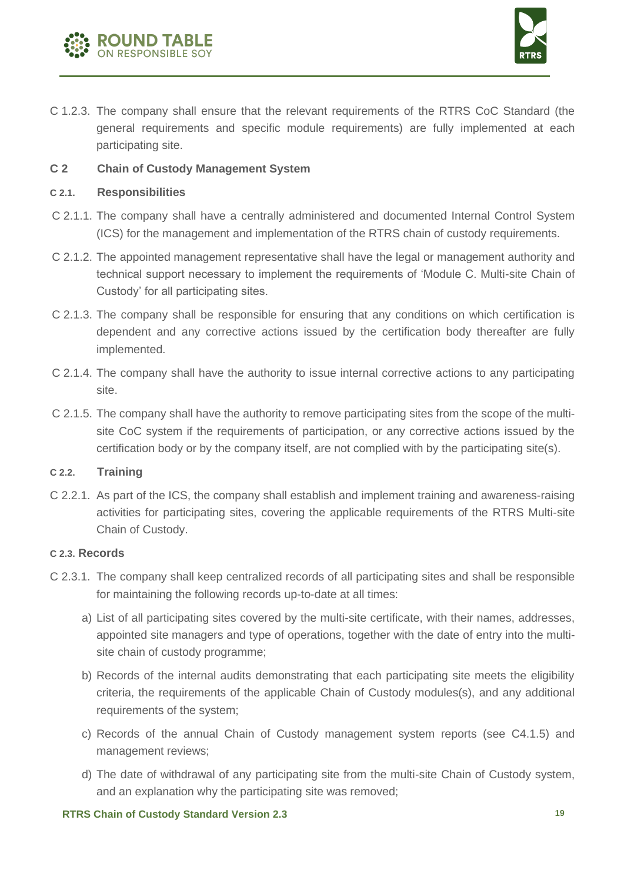C 1.2.3. The company shall ensure that the relevant requirements of the RTRS CoC Standard (the general requirements and specific module requirements) are fully implemented at each participating site.

## C 2 Chain of Custody Management System

### C 2.1. Responsibilities

C 2.1.1. The company shall have a centrally administered and documented Internal Control System (ICS) for the management and implementation of the RTRS chain of custody requirements.

C 2.1.2. The appointed management representative shall have the legal or management authority and technical support necessary to implement the requirements of 'Module C. Multi-site Chain of Custody' for all participating sites.

C 2.1.3. The company shall be responsible for ensuring that any conditions on which certification is dependent and any corrective actions issued by the certification body thereafter are fully implemented.

C 2.1.4. The company shall have the authority to issue internal corrective actions to any participating site.

C 2.1.5. The company shall have the authority to remove participating sites from the scope of the multi-site CoC system if the requirements of participation, or any corrective actions issued by the certification body or by the company itself, are not complied with by the participating site(s).

### C 2.2. Training

C 2.2.1. As part of the ICS, the company shall establish and implement training and awareness-raising activities for participating sites, covering the applicable requirements of the RTRS Multi-site Chain of Custody.

### C 2.3. Records

C 2.3.1. The company shall keep centralized records of all participating sites and shall be responsible for maintaining the following records up-to-date at all times:

a) List of all participating sites covered by the multi-site certificate, with their names, addresses, appointed site managers and type of operations, together with the date of entry into the multi-site chain of custody programme;

b) Records of the internal audits demonstrating that each participating site meets the eligibility criteria, the requirements of the applicable Chain of Custody modules(s), and any additional requirements of the system;

c) Records of the annual Chain of Custody management system reports (see C4.1.5) and management reviews;

d) The date of withdrawal of any participating site from the multi-site Chain of Custody system, and an explanation why the participating site was removed;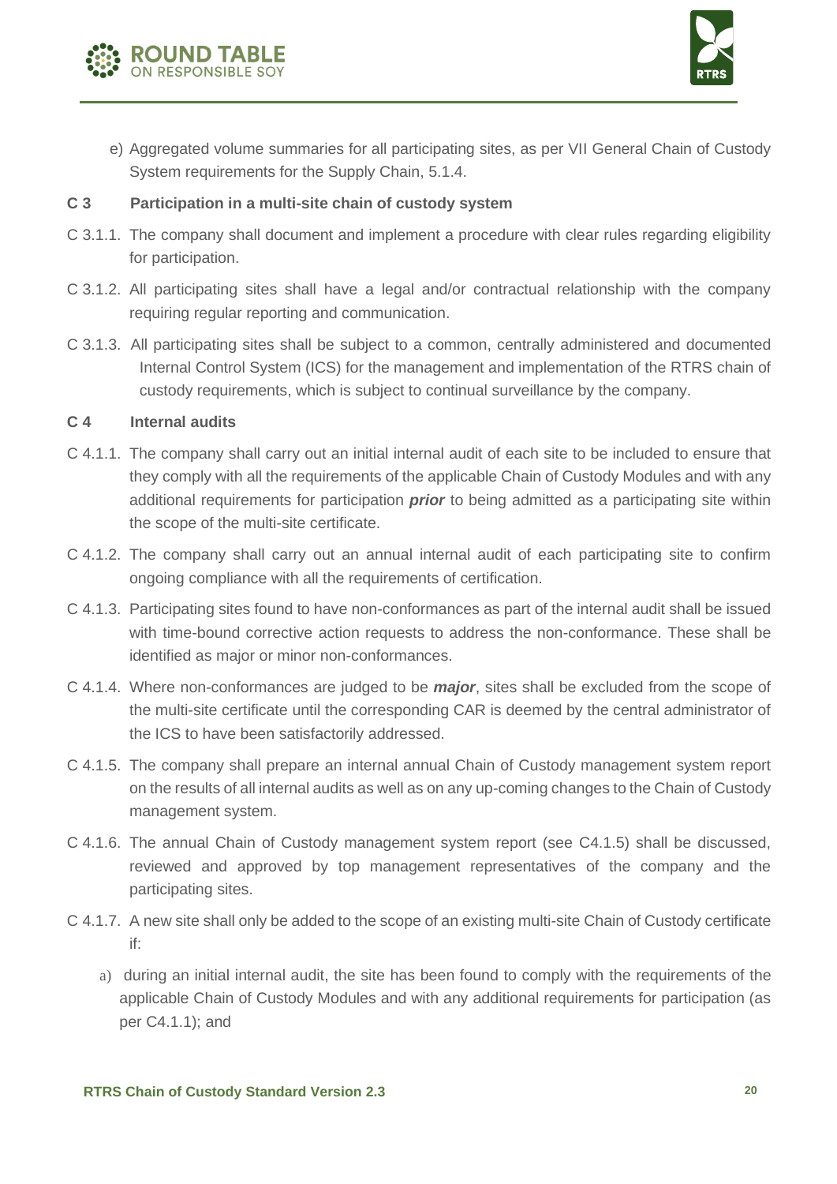e) Aggregated volume summaries for all participating sites, as per VII General Chain of Custody System requirements for the Supply Chain, 5.1.4.

**C 3 Participation in a multi-site chain of custody system**

C 3.1.1. The company shall document and implement a procedure with clear rules regarding eligibility for participation.

C 3.1.2. All participating sites shall have a legal and/or contractual relationship with the company requiring regular reporting and communication.

C 3.1.3. All participating sites shall be subject to a common, centrally administered and documented Internal Control System (ICS) for the management and implementation of the RTRS chain of custody requirements, which is subject to continual surveillance by the company.

**C 4 Internal audits**

C 4.1.1. The company shall carry out an initial internal audit of each site to be included to ensure that they comply with all the requirements of the applicable Chain of Custody Modules and with any additional requirements for participation ***prior*** to being admitted as a participating site within the scope of the multi-site certificate.

C 4.1.2. The company shall carry out an annual internal audit of each participating site to confirm ongoing compliance with all the requirements of certification.

C 4.1.3. Participating sites found to have non-conformances as part of the internal audit shall be issued with time-bound corrective action requests to address the non-conformance. These shall be identified as major or minor non-conformances.

C 4.1.4. Where non-conformances are judged to be ***major***, sites shall be excluded from the scope of the multi-site certificate until the corresponding CAR is deemed by the central administrator of the ICS to have been satisfactorily addressed.

C 4.1.5. The company shall prepare an internal annual Chain of Custody management system report on the results of all internal audits as well as on any up-coming changes to the Chain of Custody management system.

C 4.1.6. The annual Chain of Custody management system report (see C4.1.5) shall be discussed, reviewed and approved by top management representatives of the company and the participating sites.

C 4.1.7. A new site shall only be added to the scope of an existing multi-site Chain of Custody certificate if:

a) during an initial internal audit, the site has been found to comply with the requirements of the applicable Chain of Custody Modules and with any additional requirements for participation (as per C4.1.1); and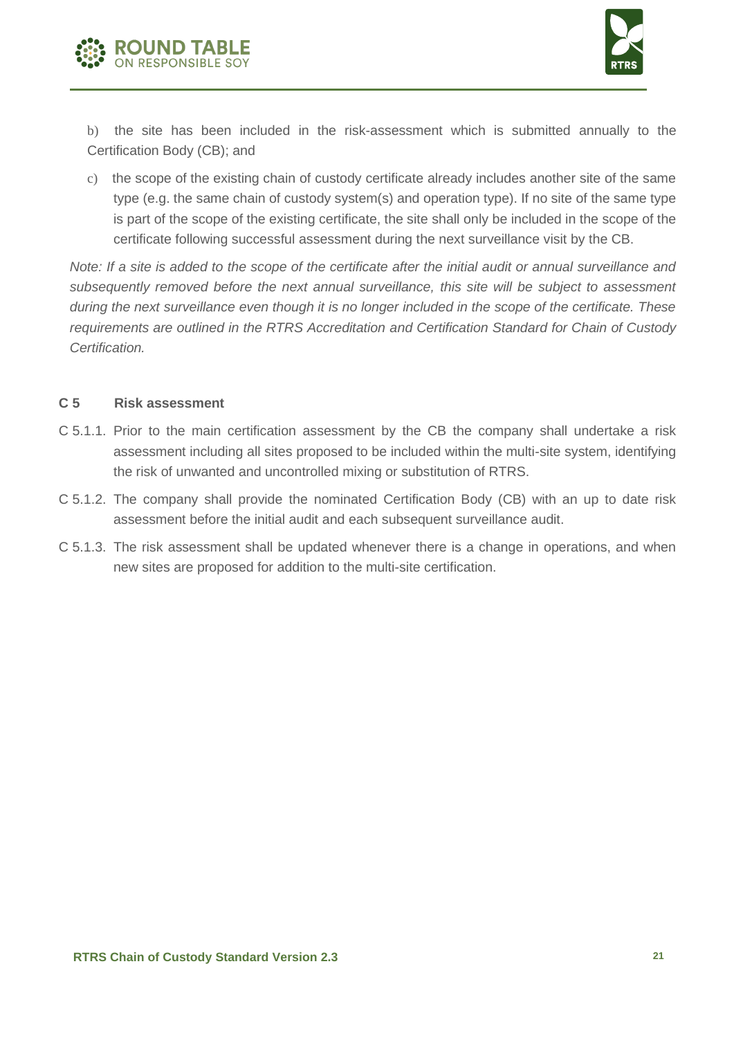b) the site has been included in the risk-assessment which is submitted annually to the Certification Body (CB); and

c) the scope of the existing chain of custody certificate already includes another site of the same type (e.g. the same chain of custody system(s) and operation type). If no site of the same type is part of the scope of the existing certificate, the site shall only be included in the scope of the certificate following successful assessment during the next surveillance visit by the CB.

*Note: If a site is added to the scope of the certificate after the initial audit or annual surveillance and subsequently removed before the next annual surveillance, this site will be subject to assessment during the next surveillance even though it is no longer included in the scope of the certificate. These requirements are outlined in the RTRS Accreditation and Certification Standard for Chain of Custody Certification.*

### C 5 Risk assessment

C 5.1.1. Prior to the main certification assessment by the CB the company shall undertake a risk assessment including all sites proposed to be included within the multi-site system, identifying the risk of unwanted and uncontrolled mixing or substitution of RTRS.

C 5.1.2. The company shall provide the nominated Certification Body (CB) with an up to date risk assessment before the initial audit and each subsequent surveillance audit.

C 5.1.3. The risk assessment shall be updated whenever there is a change in operations, and when new sites are proposed for addition to the multi-site certification.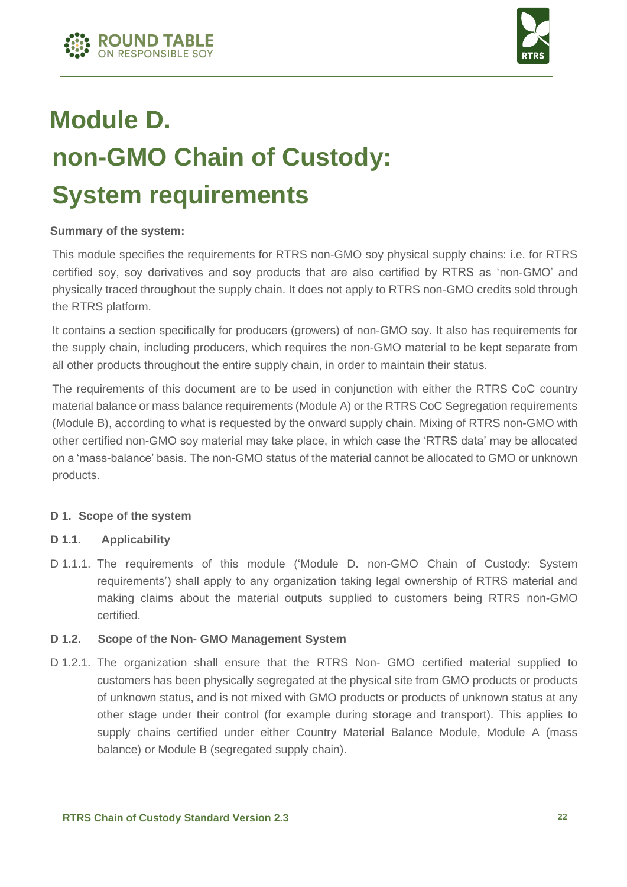# Module D. non-GMO Chain of Custody: System requirements

**Summary of the system:**

This module specifies the requirements for RTRS non-GMO soy physical supply chains: i.e. for RTRS certified soy, soy derivatives and soy products that are also certified by RTRS as 'non-GMO' and physically traced throughout the supply chain. It does not apply to RTRS non-GMO credits sold through the RTRS platform.

It contains a section specifically for producers (growers) of non-GMO soy. It also has requirements for the supply chain, including producers, which requires the non-GMO material to be kept separate from all other products throughout the entire supply chain, in order to maintain their status.

The requirements of this document are to be used in conjunction with either the RTRS CoC country material balance or mass balance requirements (Module A) or the RTRS CoC Segregation requirements (Module B), according to what is requested by the onward supply chain. Mixing of RTRS non-GMO with other certified non-GMO soy material may take place, in which case the 'RTRS data' may be allocated on a 'mass-balance' basis. The non-GMO status of the material cannot be allocated to GMO or unknown products.

## D 1. Scope of the system

### D 1.1. Applicability

D 1.1.1. The requirements of this module ('Module D. non-GMO Chain of Custody: System requirements') shall apply to any organization taking legal ownership of RTRS material and making claims about the material outputs supplied to customers being RTRS non-GMO certified.

### D 1.2. Scope of the Non- GMO Management System

D 1.2.1. The organization shall ensure that the RTRS Non- GMO certified material supplied to customers has been physically segregated at the physical site from GMO products or products of unknown status, and is not mixed with GMO products or products of unknown status at any other stage under their control (for example during storage and transport). This applies to supply chains certified under either Country Material Balance Module, Module A (mass balance) or Module B (segregated supply chain).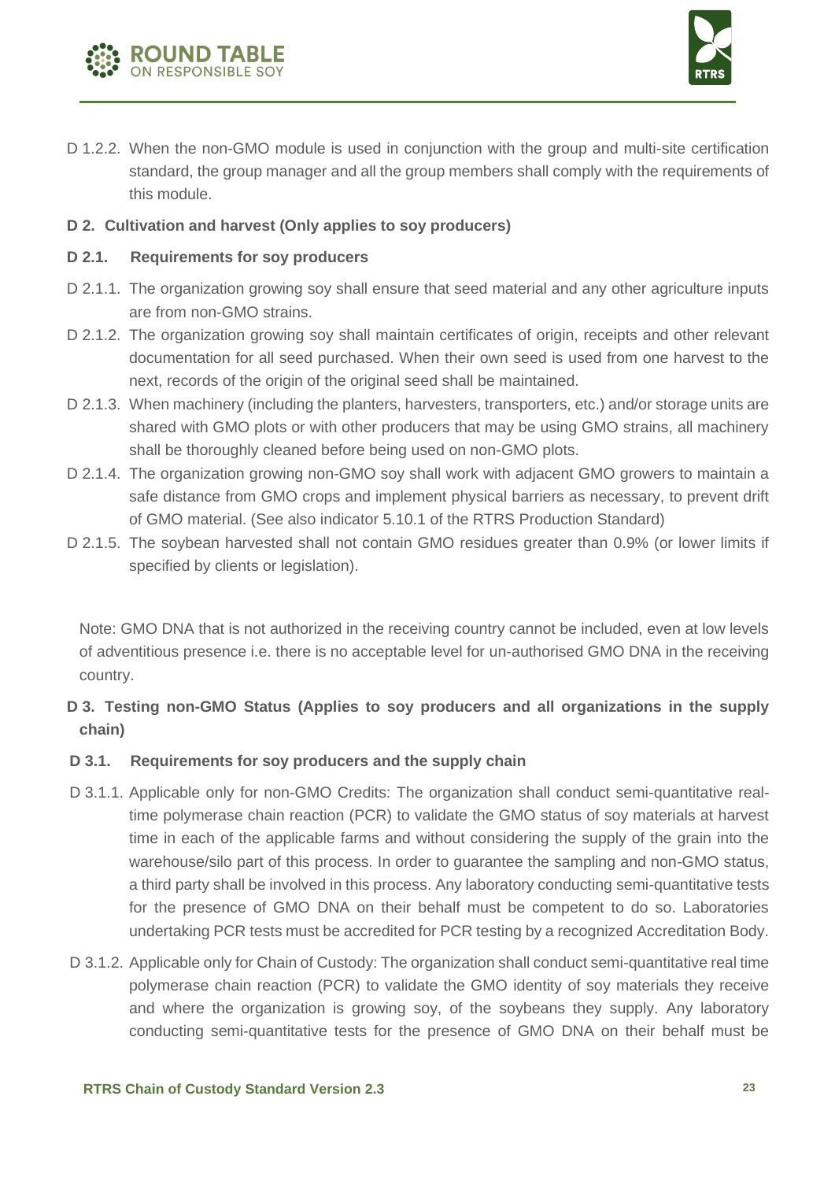D 1.2.2. When the non-GMO module is used in conjunction with the group and multi-site certification standard, the group manager and all the group members shall comply with the requirements of this module.

## D 2. Cultivation and harvest (Only applies to soy producers)

### D 2.1. Requirements for soy producers

D 2.1.1. The organization growing soy shall ensure that seed material and any other agriculture inputs are from non-GMO strains.

D 2.1.2. The organization growing soy shall maintain certificates of origin, receipts and other relevant documentation for all seed purchased. When their own seed is used from one harvest to the next, records of the origin of the original seed shall be maintained.

D 2.1.3. When machinery (including the planters, harvesters, transporters, etc.) and/or storage units are shared with GMO plots or with other producers that may be using GMO strains, all machinery shall be thoroughly cleaned before being used on non-GMO plots.

D 2.1.4. The organization growing non-GMO soy shall work with adjacent GMO growers to maintain a safe distance from GMO crops and implement physical barriers as necessary, to prevent drift of GMO material. (See also indicator 5.10.1 of the RTRS Production Standard)

D 2.1.5. The soybean harvested shall not contain GMO residues greater than 0.9% (or lower limits if specified by clients or legislation).

Note: GMO DNA that is not authorized in the receiving country cannot be included, even at low levels of adventitious presence i.e. there is no acceptable level for un-authorised GMO DNA in the receiving country.

## D 3. Testing non-GMO Status (Applies to soy producers and all organizations in the supply chain)

### D 3.1. Requirements for soy producers and the supply chain

D 3.1.1. Applicable only for non-GMO Credits: The organization shall conduct semi-quantitative real-time polymerase chain reaction (PCR) to validate the GMO status of soy materials at harvest time in each of the applicable farms and without considering the supply of the grain into the warehouse/silo part of this process. In order to guarantee the sampling and non-GMO status, a third party shall be involved in this process. Any laboratory conducting semi-quantitative tests for the presence of GMO DNA on their behalf must be competent to do so. Laboratories undertaking PCR tests must be accredited for PCR testing by a recognized Accreditation Body.

D 3.1.2. Applicable only for Chain of Custody: The organization shall conduct semi-quantitative real time polymerase chain reaction (PCR) to validate the GMO identity of soy materials they receive and where the organization is growing soy, of the soybeans they supply. Any laboratory conducting semi-quantitative tests for the presence of GMO DNA on their behalf must be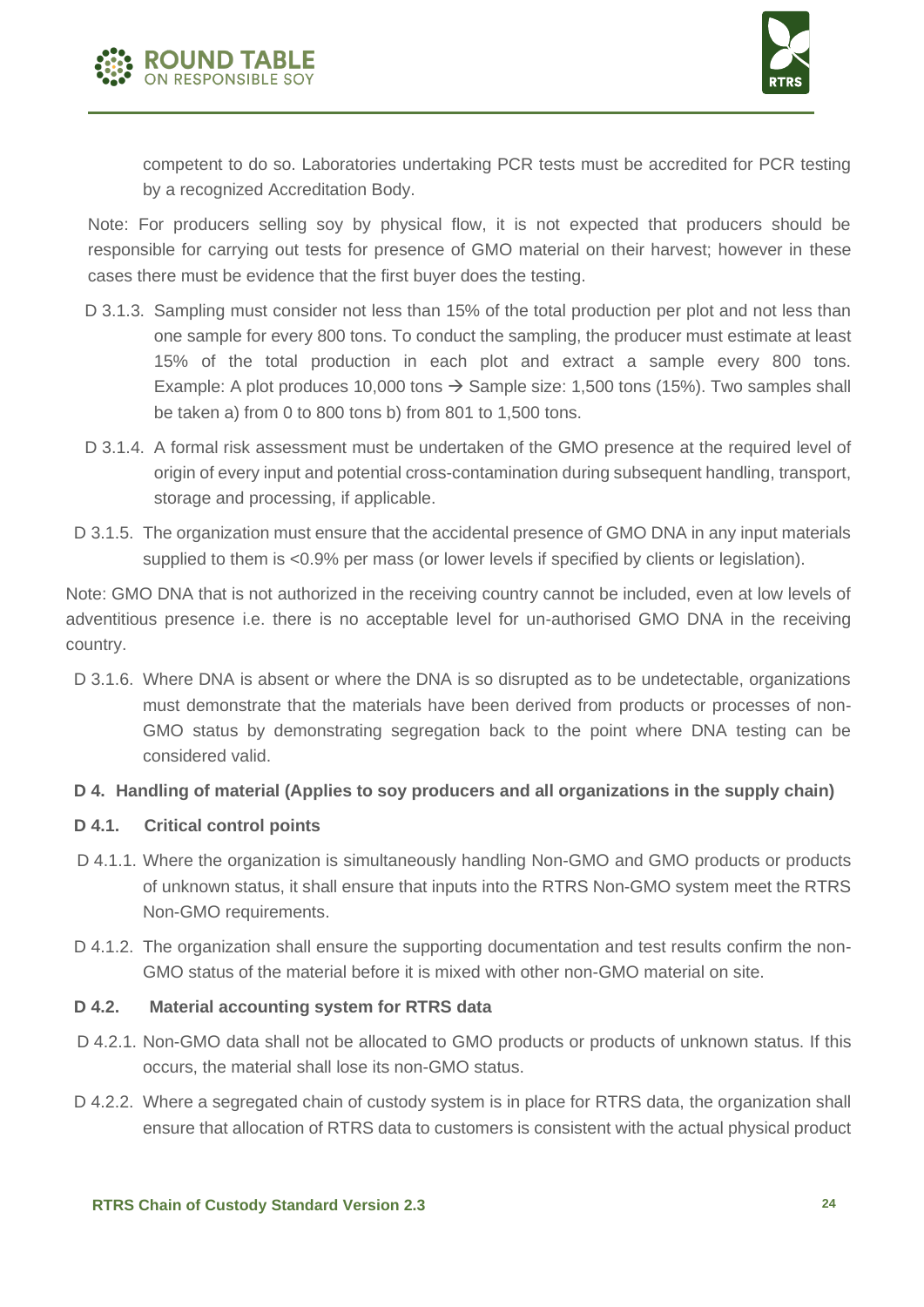competent to do so. Laboratories undertaking PCR tests must be accredited for PCR testing by a recognized Accreditation Body.

Note: For producers selling soy by physical flow, it is not expected that producers should be responsible for carrying out tests for presence of GMO material on their harvest; however in these cases there must be evidence that the first buyer does the testing.

D 3.1.3. Sampling must consider not less than 15% of the total production per plot and not less than one sample for every 800 tons. To conduct the sampling, the producer must estimate at least 15% of the total production in each plot and extract a sample every 800 tons. Example: A plot produces 10,000 tons → Sample size: 1,500 tons (15%). Two samples shall be taken a) from 0 to 800 tons b) from 801 to 1,500 tons.

D 3.1.4. A formal risk assessment must be undertaken of the GMO presence at the required level of origin of every input and potential cross-contamination during subsequent handling, transport, storage and processing, if applicable.

D 3.1.5. The organization must ensure that the accidental presence of GMO DNA in any input materials supplied to them is <0.9% per mass (or lower levels if specified by clients or legislation).

Note: GMO DNA that is not authorized in the receiving country cannot be included, even at low levels of adventitious presence i.e. there is no acceptable level for un-authorised GMO DNA in the receiving country.

D 3.1.6. Where DNA is absent or where the DNA is so disrupted as to be undetectable, organizations must demonstrate that the materials have been derived from products or processes of non-GMO status by demonstrating segregation back to the point where DNA testing can be considered valid.

**D 4. Handling of material (Applies to soy producers and all organizations in the supply chain)**

**D 4.1. Critical control points**

D 4.1.1. Where the organization is simultaneously handling Non-GMO and GMO products or products of unknown status, it shall ensure that inputs into the RTRS Non-GMO system meet the RTRS Non-GMO requirements.

D 4.1.2. The organization shall ensure the supporting documentation and test results confirm the non-GMO status of the material before it is mixed with other non-GMO material on site.

**D 4.2. Material accounting system for RTRS data**

D 4.2.1. Non-GMO data shall not be allocated to GMO products or products of unknown status. If this occurs, the material shall lose its non-GMO status.

D 4.2.2. Where a segregated chain of custody system is in place for RTRS data, the organization shall ensure that allocation of RTRS data to customers is consistent with the actual physical product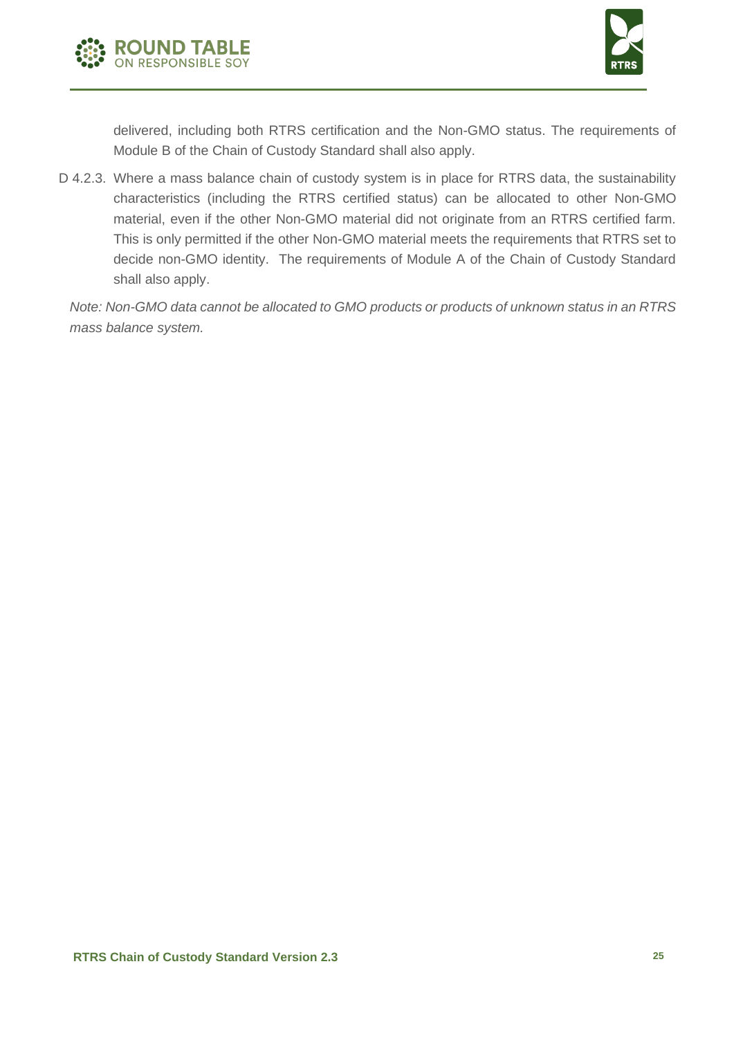delivered, including both RTRS certification and the Non-GMO status. The requirements of Module B of the Chain of Custody Standard shall also apply.

D 4.2.3. Where a mass balance chain of custody system is in place for RTRS data, the sustainability characteristics (including the RTRS certified status) can be allocated to other Non-GMO material, even if the other Non-GMO material did not originate from an RTRS certified farm. This is only permitted if the other Non-GMO material meets the requirements that RTRS set to decide non-GMO identity. The requirements of Module A of the Chain of Custody Standard shall also apply.

*Note: Non-GMO data cannot be allocated to GMO products or products of unknown status in an RTRS mass balance system.*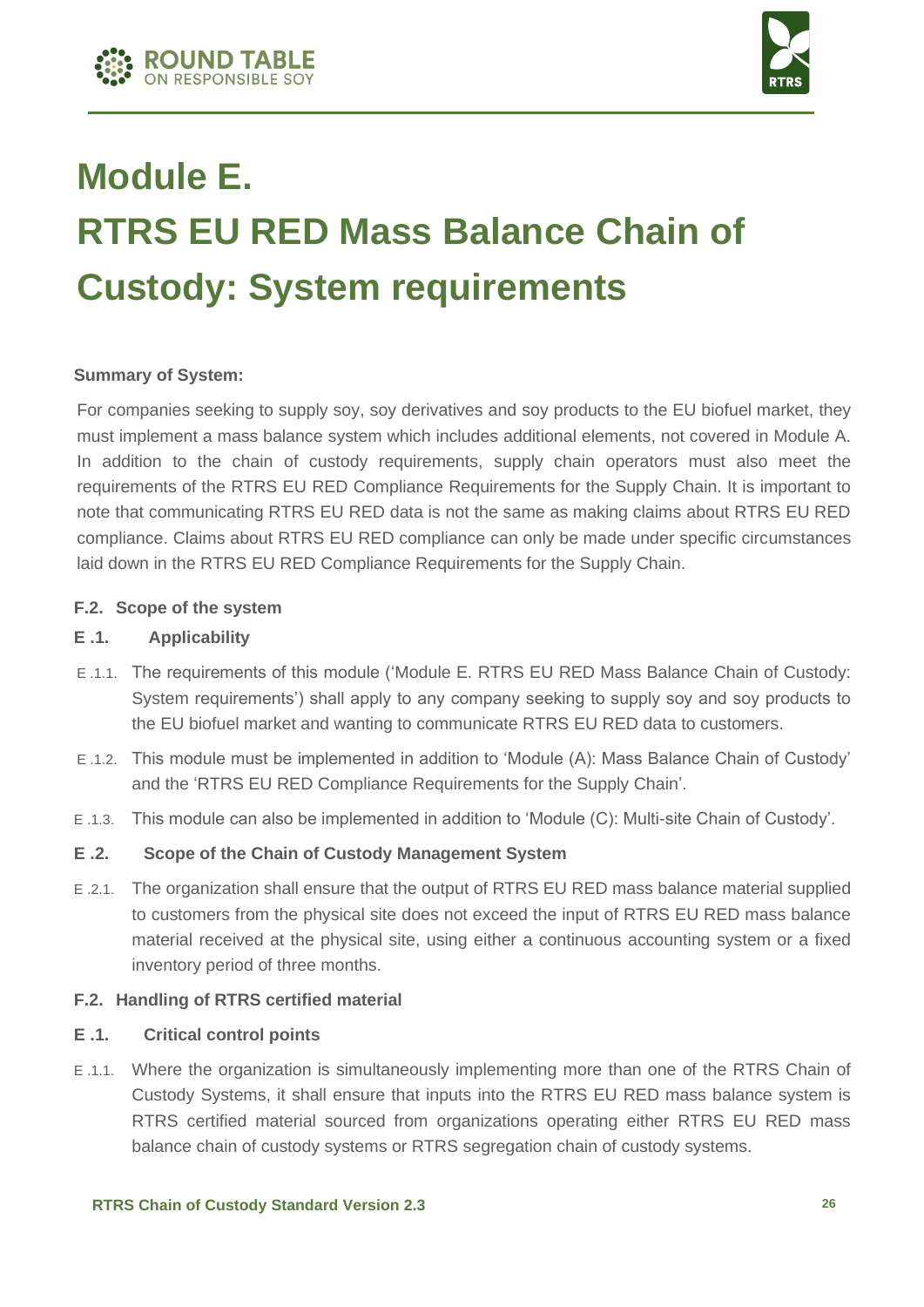# Module E. RTRS EU RED Mass Balance Chain of Custody: System requirements

**Summary of System:**

For companies seeking to supply soy, soy derivatives and soy products to the EU biofuel market, they must implement a mass balance system which includes additional elements, not covered in Module A. In addition to the chain of custody requirements, supply chain operators must also meet the requirements of the RTRS EU RED Compliance Requirements for the Supply Chain. It is important to note that communicating RTRS EU RED data is not the same as making claims about RTRS EU RED compliance. Claims about RTRS EU RED compliance can only be made under specific circumstances laid down in the RTRS EU RED Compliance Requirements for the Supply Chain.

## F.2. Scope of the system

### E .1. Applicability

E .1.1. The requirements of this module ('Module E. RTRS EU RED Mass Balance Chain of Custody: System requirements') shall apply to any company seeking to supply soy and soy products to the EU biofuel market and wanting to communicate RTRS EU RED data to customers.

E .1.2. This module must be implemented in addition to 'Module (A): Mass Balance Chain of Custody' and the 'RTRS EU RED Compliance Requirements for the Supply Chain'.

E .1.3. This module can also be implemented in addition to 'Module (C): Multi-site Chain of Custody'.

### E .2. Scope of the Chain of Custody Management System

E .2.1. The organization shall ensure that the output of RTRS EU RED mass balance material supplied to customers from the physical site does not exceed the input of RTRS EU RED mass balance material received at the physical site, using either a continuous accounting system or a fixed inventory period of three months.

## F.2. Handling of RTRS certified material

### E .1. Critical control points

E .1.1. Where the organization is simultaneously implementing more than one of the RTRS Chain of Custody Systems, it shall ensure that inputs into the RTRS EU RED mass balance system is RTRS certified material sourced from organizations operating either RTRS EU RED mass balance chain of custody systems or RTRS segregation chain of custody systems.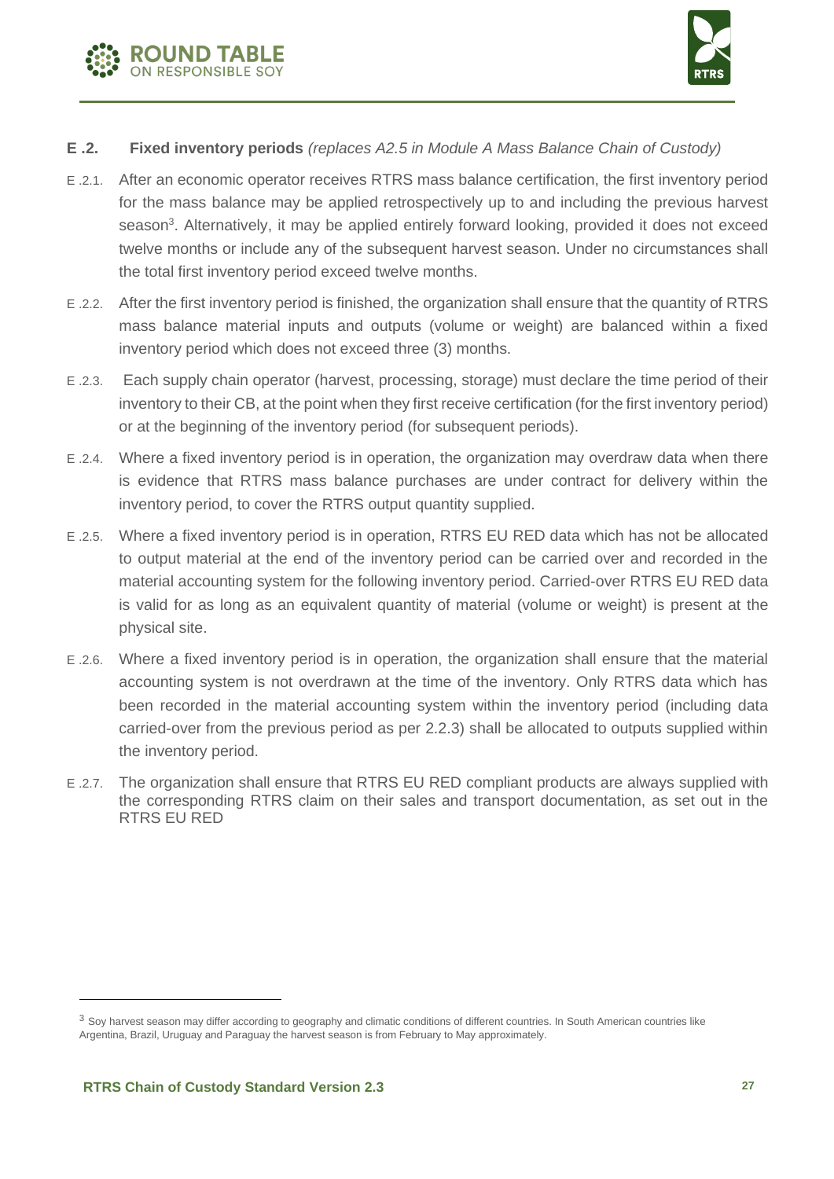## E .2. Fixed inventory periods *(replaces A2.5 in Module A Mass Balance Chain of Custody)*

E .2.1. After an economic operator receives RTRS mass balance certification, the first inventory period for the mass balance may be applied retrospectively up to and including the previous harvest season[3]. Alternatively, it may be applied entirely forward looking, provided it does not exceed twelve months or include any of the subsequent harvest season. Under no circumstances shall the total first inventory period exceed twelve months.

E .2.2. After the first inventory period is finished, the organization shall ensure that the quantity of RTRS mass balance material inputs and outputs (volume or weight) are balanced within a fixed inventory period which does not exceed three (3) months.

E .2.3. Each supply chain operator (harvest, processing, storage) must declare the time period of their inventory to their CB, at the point when they first receive certification (for the first inventory period) or at the beginning of the inventory period (for subsequent periods).

E .2.4. Where a fixed inventory period is in operation, the organization may overdraw data when there is evidence that RTRS mass balance purchases are under contract for delivery within the inventory period, to cover the RTRS output quantity supplied.

E .2.5. Where a fixed inventory period is in operation, RTRS EU RED data which has not be allocated to output material at the end of the inventory period can be carried over and recorded in the material accounting system for the following inventory period. Carried-over RTRS EU RED data is valid for as long as an equivalent quantity of material (volume or weight) is present at the physical site.

E .2.6. Where a fixed inventory period is in operation, the organization shall ensure that the material accounting system is not overdrawn at the time of the inventory. Only RTRS data which has been recorded in the material accounting system within the inventory period (including data carried-over from the previous period as per 2.2.3) shall be allocated to outputs supplied within the inventory period.

E .2.7. The organization shall ensure that RTRS EU RED compliant products are always supplied with the corresponding RTRS claim on their sales and transport documentation, as set out in the RTRS EU RED

---

[3] Soy harvest season may differ according to geography and climatic conditions of different countries. In South American countries like Argentina, Brazil, Uruguay and Paraguay the harvest season is from February to May approximately.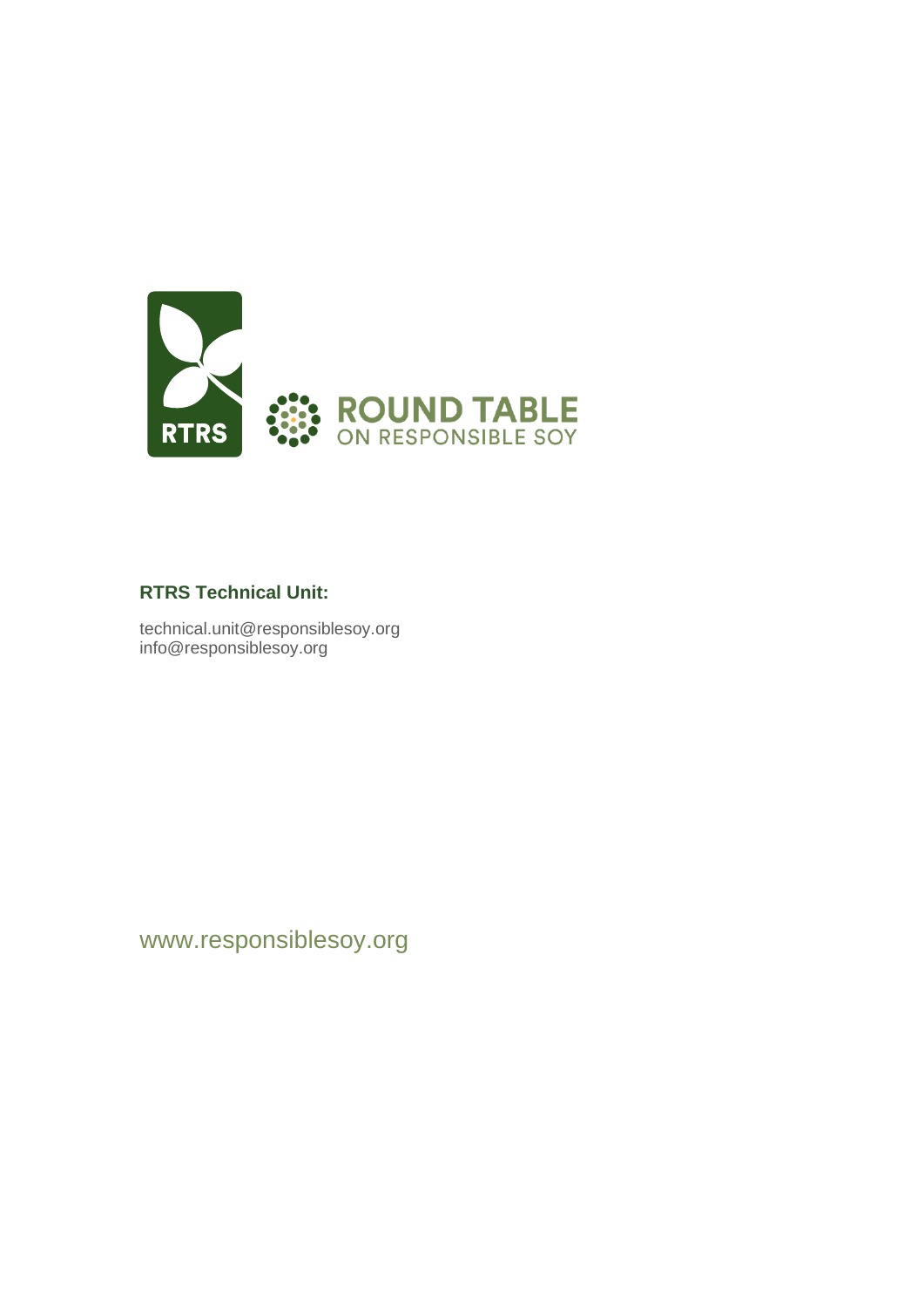RTRS

ROUND TABLE
ON RESPONSIBLE SOY

**RTRS Technical Unit:**

technical.unit@responsiblesoy.org
info@responsiblesoy.org

www.responsiblesoy.org